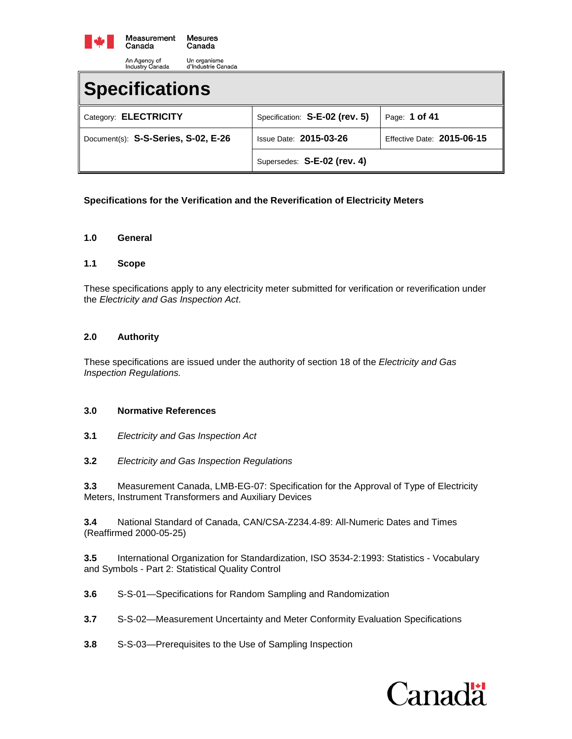Measurement Canada — Mesures Canada

An Agency of Industry Canada — Un organisme d'Industrie Canada

# Specifications

| Category: **ELECTRICITY** | Specification: **S-E-02 (rev. 5)** | Page: **1 of 41** |
|---|---|---|
| Document(s): **S-S-Series, S-02, E-26** | Issue Date: **2015-03-26** | Effective Date: **2015-06-15** |
| | Supersedes: **S-E-02 (rev. 4)** | |

**Specifications for the Verification and the Reverification of Electricity Meters**

## 1.0 General

### 1.1 Scope

These specifications apply to any electricity meter submitted for verification or reverification under the *Electricity and Gas Inspection Act*.

## 2.0 Authority

These specifications are issued under the authority of section 18 of the *Electricity and Gas Inspection Regulations.*

## 3.0 Normative References

**3.1** *Electricity and Gas Inspection Act*

**3.2** *Electricity and Gas Inspection Regulations*

**3.3** Measurement Canada, LMB-EG-07: Specification for the Approval of Type of Electricity Meters, Instrument Transformers and Auxiliary Devices

**3.4** National Standard of Canada, CAN/CSA-Z234.4-89: All-Numeric Dates and Times (Reaffirmed 2000-05-25)

**3.5** International Organization for Standardization, ISO 3534-2:1993: Statistics - Vocabulary and Symbols - Part 2: Statistical Quality Control

**3.6** S-S-01—Specifications for Random Sampling and Randomization

**3.7** S-S-02—Measurement Uncertainty and Meter Conformity Evaluation Specifications

**3.8** S-S-03—Prerequisites to the Use of Sampling Inspection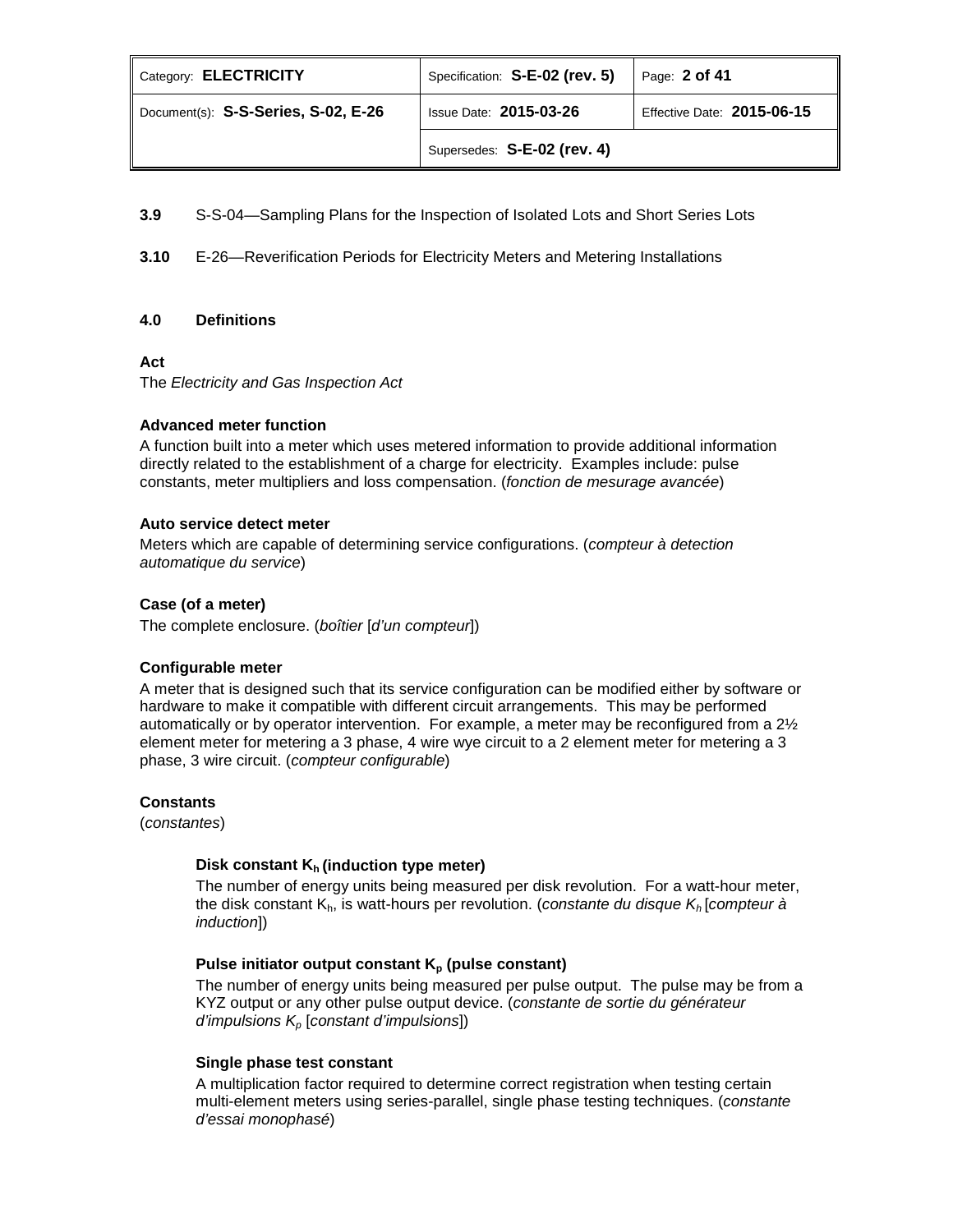**3.9** S-S-04—Sampling Plans for the Inspection of Isolated Lots and Short Series Lots

**3.10** E-26—Reverification Periods for Electricity Meters and Metering Installations

## 4.0 Definitions

**Act**
The *Electricity and Gas Inspection Act*

**Advanced meter function**
A function built into a meter which uses metered information to provide additional information directly related to the establishment of a charge for electricity. Examples include: pulse constants, meter multipliers and loss compensation. (*fonction de mesurage avancée*)

**Auto service detect meter**
Meters which are capable of determining service configurations. (*compteur à detection automatique du service*)

**Case (of a meter)**
The complete enclosure. (*boîtier* [*d'un compteur*])

**Configurable meter**
A meter that is designed such that its service configuration can be modified either by software or hardware to make it compatible with different circuit arrangements. This may be performed automatically or by operator intervention. For example, a meter may be reconfigured from a 2½ element meter for metering a 3 phase, 4 wire wye circuit to a 2 element meter for metering a 3 phase, 3 wire circuit. (*compteur configurable*)

**Constants**
(*constantes*)

**Disk constant $K_h$ (induction type meter)**
The number of energy units being measured per disk revolution. For a watt-hour meter, the disk constant $K_h$, is watt-hours per revolution. (*constante du disque $K_h$* [*compteur à induction*])

**Pulse initiator output constant $K_p$ (pulse constant)**
The number of energy units being measured per pulse output. The pulse may be from a KYZ output or any other pulse output device. (*constante de sortie du générateur d'impulsions $K_p$* [*constant d'impulsions*])

**Single phase test constant**
A multiplication factor required to determine correct registration when testing certain multi-element meters using series-parallel, single phase testing techniques. (*constante d'essai monophasé*)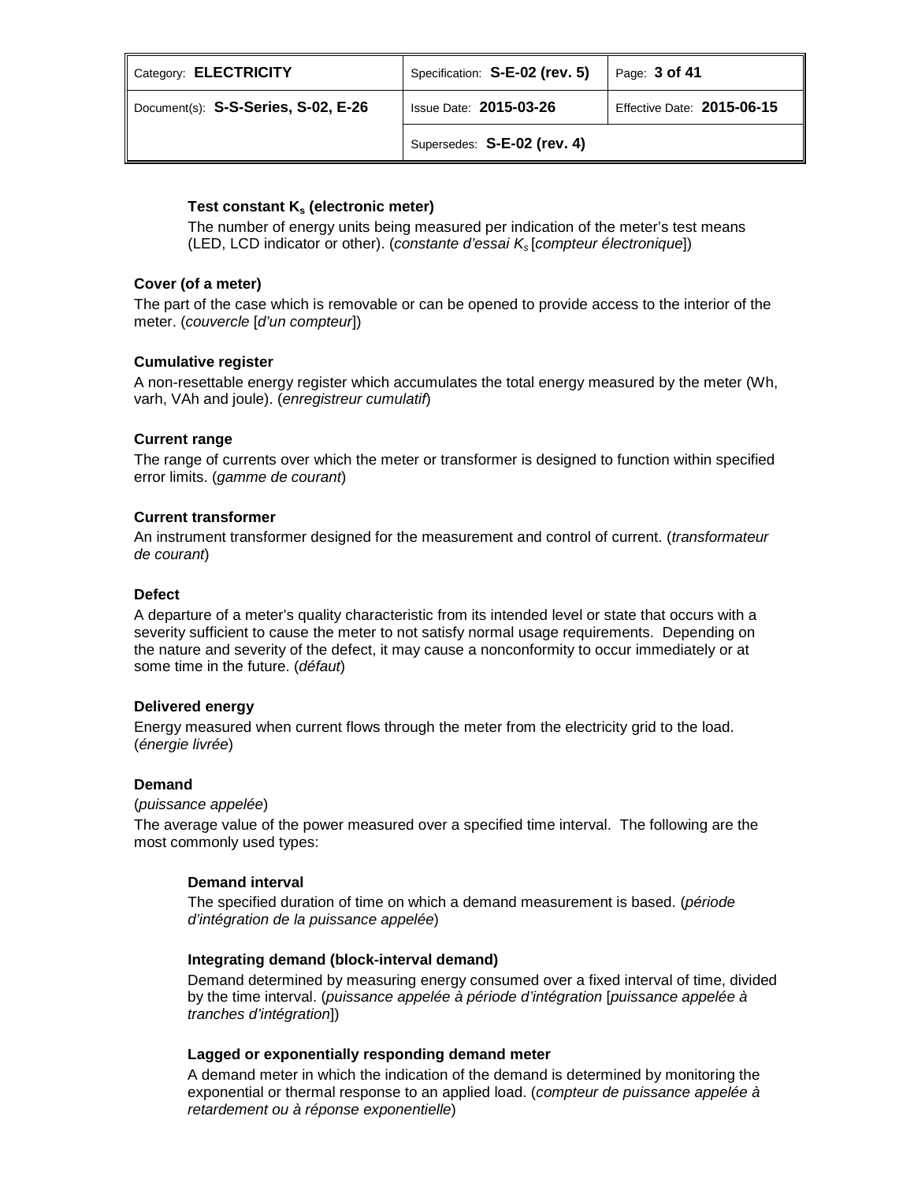#### Test constant $K_s$ (electronic meter)

The number of energy units being measured per indication of the meter's test means (LED, LCD indicator or other). (*constante d'essai $K_s$* [*compteur électronique*])

### Cover (of a meter)

The part of the case which is removable or can be opened to provide access to the interior of the meter. (*couvercle* [*d'un compteur*])

### Cumulative register

A non-resettable energy register which accumulates the total energy measured by the meter (Wh, varh, VAh and joule). (*enregistreur cumulatif*)

### Current range

The range of currents over which the meter or transformer is designed to function within specified error limits. (*gamme de courant*)

### Current transformer

An instrument transformer designed for the measurement and control of current. (*transformateur de courant*)

### Defect

A departure of a meter's quality characteristic from its intended level or state that occurs with a severity sufficient to cause the meter to not satisfy normal usage requirements. Depending on the nature and severity of the defect, it may cause a nonconformity to occur immediately or at some time in the future. (*défaut*)

### Delivered energy

Energy measured when current flows through the meter from the electricity grid to the load. (*énergie livrée*)

### Demand

(*puissance appelée*)

The average value of the power measured over a specified time interval. The following are the most commonly used types:

#### Demand interval

The specified duration of time on which a demand measurement is based. (*période d'intégration de la puissance appelée*)

#### Integrating demand (block-interval demand)

Demand determined by measuring energy consumed over a fixed interval of time, divided by the time interval. (*puissance appelée à période d'intégration* [*puissance appelée à tranches d'intégration*])

#### Lagged or exponentially responding demand meter

A demand meter in which the indication of the demand is determined by monitoring the exponential or thermal response to an applied load. (*compteur de puissance appelée à retardement ou à réponse exponentielle*)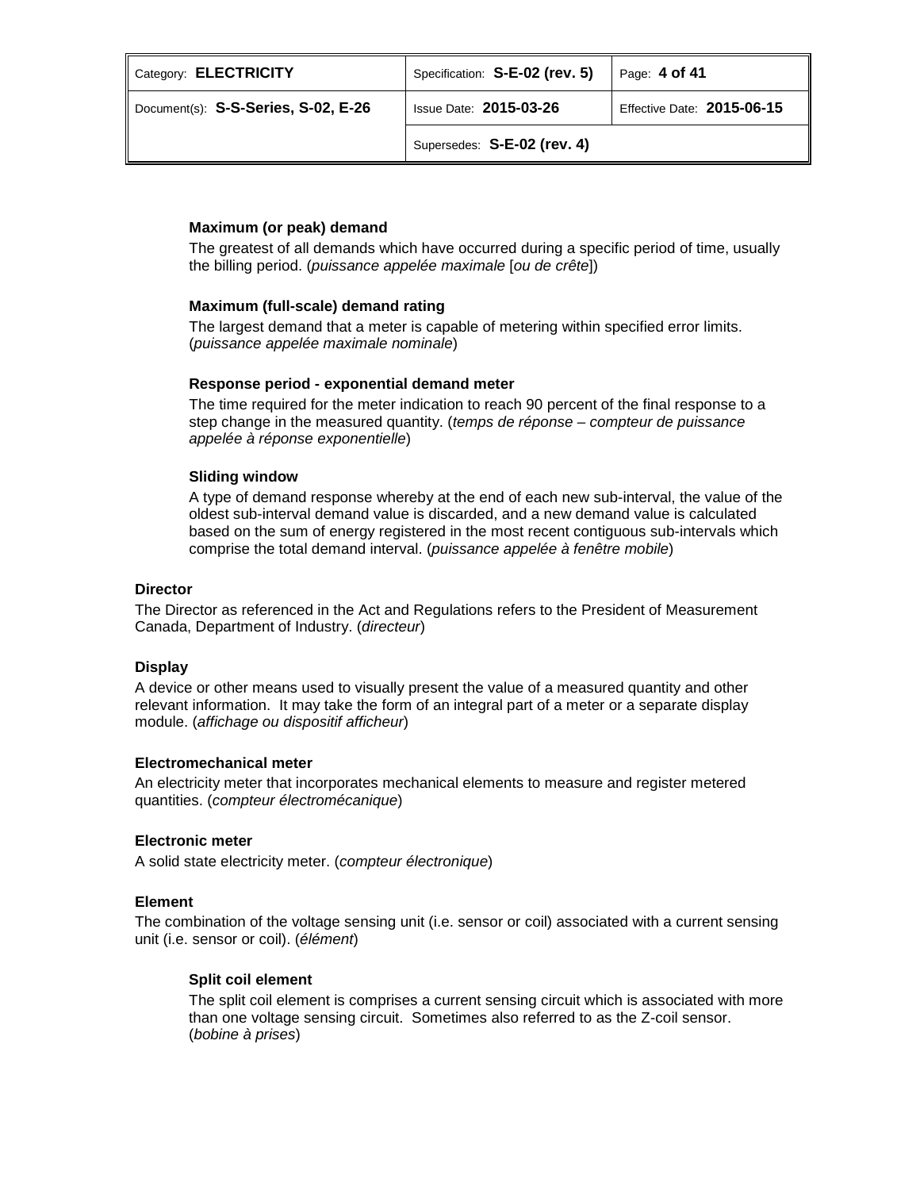#### Maximum (or peak) demand

The greatest of all demands which have occurred during a specific period of time, usually the billing period. (*puissance appelée maximale* [*ou de crête*])

#### Maximum (full-scale) demand rating

The largest demand that a meter is capable of metering within specified error limits. (*puissance appelée maximale nominale*)

#### Response period - exponential demand meter

The time required for the meter indication to reach 90 percent of the final response to a step change in the measured quantity. (*temps de réponse – compteur de puissance appelée à réponse exponentielle*)

#### Sliding window

A type of demand response whereby at the end of each new sub-interval, the value of the oldest sub-interval demand value is discarded, and a new demand value is calculated based on the sum of energy registered in the most recent contiguous sub-intervals which comprise the total demand interval. (*puissance appelée à fenêtre mobile*)

### Director

The Director as referenced in the Act and Regulations refers to the President of Measurement Canada, Department of Industry. (*directeur*)

### Display

A device or other means used to visually present the value of a measured quantity and other relevant information. It may take the form of an integral part of a meter or a separate display module. (*affichage ou dispositif afficheur*)

### Electromechanical meter

An electricity meter that incorporates mechanical elements to measure and register metered quantities. (*compteur électromécanique*)

### Electronic meter

A solid state electricity meter. (*compteur électronique*)

### Element

The combination of the voltage sensing unit (i.e. sensor or coil) associated with a current sensing unit (i.e. sensor or coil). (*élément*)

#### Split coil element

The split coil element is comprises a current sensing circuit which is associated with more than one voltage sensing circuit. Sometimes also referred to as the Z-coil sensor. (*bobine à prises*)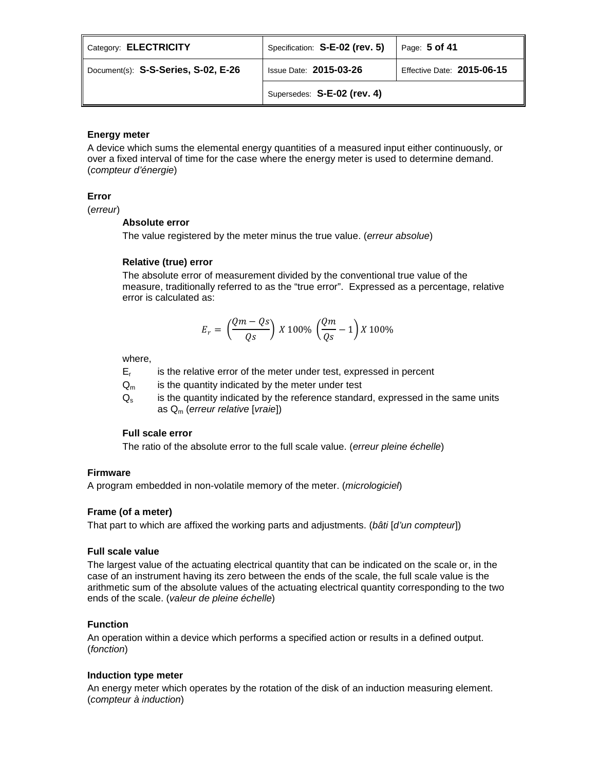### Energy meter

A device which sums the elemental energy quantities of a measured input either continuously, or over a fixed interval of time for the case where the energy meter is used to determine demand. (*compteur d'énergie*)

### Error

(*erreur*)

#### Absolute error

The value registered by the meter minus the true value. (*erreur absolue*)

#### Relative (true) error

The absolute error of measurement divided by the conventional true value of the measure, traditionally referred to as the "true error". Expressed as a percentage, relative error is calculated as:

$$E_r = \left(\frac{Qm - Qs}{Qs}\right) X\ 100\% \ \left(\frac{Qm}{Qs} - 1\right) X\ 100\%$$

where,

- $E_r$ is the relative error of the meter under test, expressed in percent
- $Q_m$ is the quantity indicated by the meter under test
- $Q_s$ is the quantity indicated by the reference standard, expressed in the same units as $Q_m$ (*erreur relative* [*vraie*])

#### Full scale error

The ratio of the absolute error to the full scale value. (*erreur pleine échelle*)

### Firmware

A program embedded in non-volatile memory of the meter. (*micrologiciel*)

### Frame (of a meter)

That part to which are affixed the working parts and adjustments. (*bâti* [*d'un compteur*])

### Full scale value

The largest value of the actuating electrical quantity that can be indicated on the scale or, in the case of an instrument having its zero between the ends of the scale, the full scale value is the arithmetic sum of the absolute values of the actuating electrical quantity corresponding to the two ends of the scale. (*valeur de pleine échelle*)

### Function

An operation within a device which performs a specified action or results in a defined output. (*fonction*)

### Induction type meter

An energy meter which operates by the rotation of the disk of an induction measuring element. (*compteur à induction*)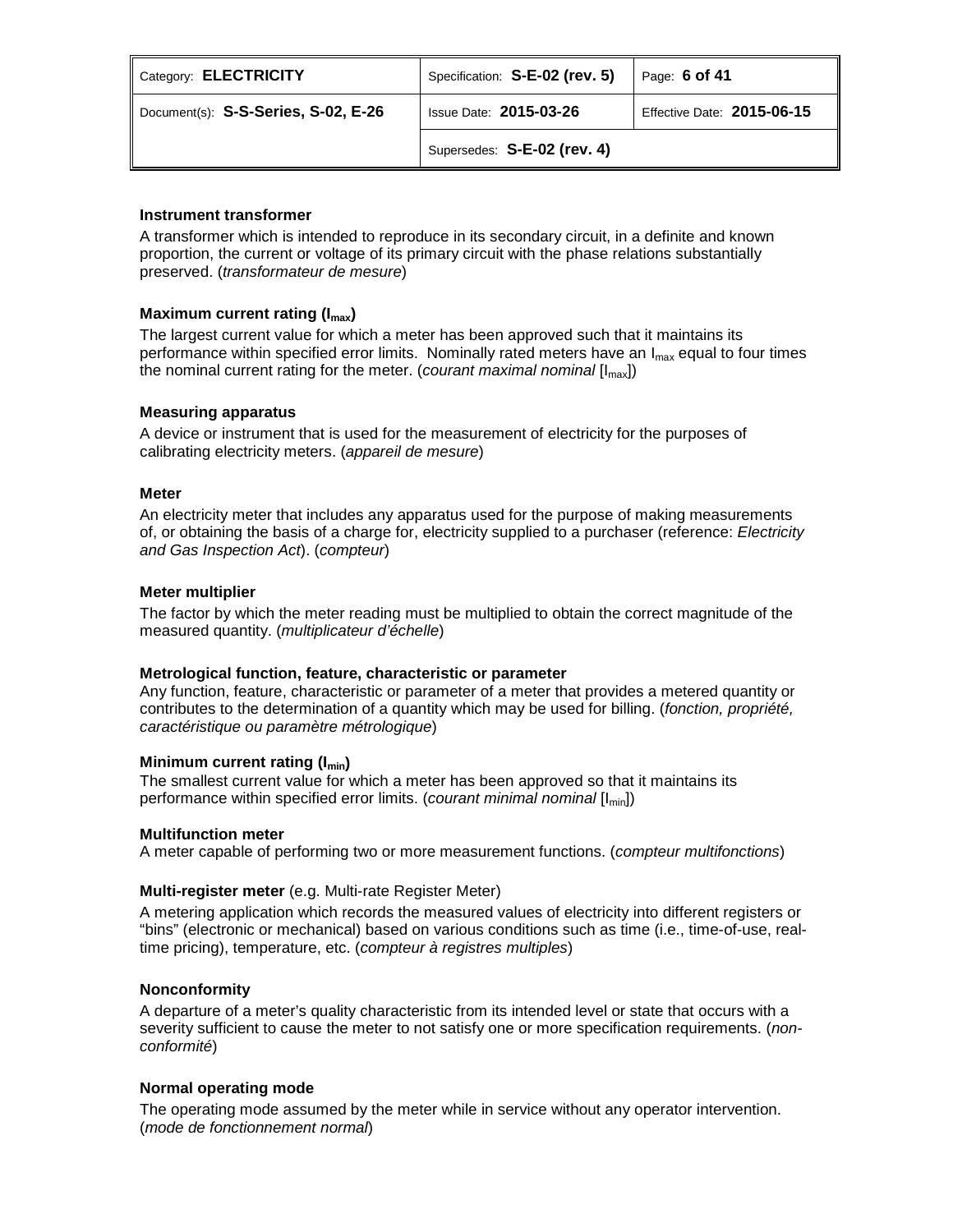**Instrument transformer**

A transformer which is intended to reproduce in its secondary circuit, in a definite and known proportion, the current or voltage of its primary circuit with the phase relations substantially preserved. (*transformateur de mesure*)

**Maximum current rating ($I_{max}$)**

The largest current value for which a meter has been approved such that it maintains its performance within specified error limits. Nominally rated meters have an $I_{max}$ equal to four times the nominal current rating for the meter. (*courant maximal nominal* [$I_{max}$])

**Measuring apparatus**

A device or instrument that is used for the measurement of electricity for the purposes of calibrating electricity meters. (*appareil de mesure*)

**Meter**

An electricity meter that includes any apparatus used for the purpose of making measurements of, or obtaining the basis of a charge for, electricity supplied to a purchaser (reference: *Electricity and Gas Inspection Act*). (*compteur*)

**Meter multiplier**

The factor by which the meter reading must be multiplied to obtain the correct magnitude of the measured quantity. (*multiplicateur d'échelle*)

**Metrological function, feature, characteristic or parameter**

Any function, feature, characteristic or parameter of a meter that provides a metered quantity or contributes to the determination of a quantity which may be used for billing. (*fonction, propriété, caractéristique ou paramètre métrologique*)

**Minimum current rating ($I_{min}$)**

The smallest current value for which a meter has been approved so that it maintains its performance within specified error limits. (*courant minimal nominal* [$I_{min}$])

**Multifunction meter**

A meter capable of performing two or more measurement functions. (*compteur multifonctions*)

**Multi-register meter** (e.g. Multi-rate Register Meter)

A metering application which records the measured values of electricity into different registers or "bins" (electronic or mechanical) based on various conditions such as time (i.e., time-of-use, real-time pricing), temperature, etc. (*compteur à registres multiples*)

**Nonconformity**

A departure of a meter's quality characteristic from its intended level or state that occurs with a severity sufficient to cause the meter to not satisfy one or more specification requirements. (*non-conformité*)

**Normal operating mode**

The operating mode assumed by the meter while in service without any operator intervention. (*mode de fonctionnement normal*)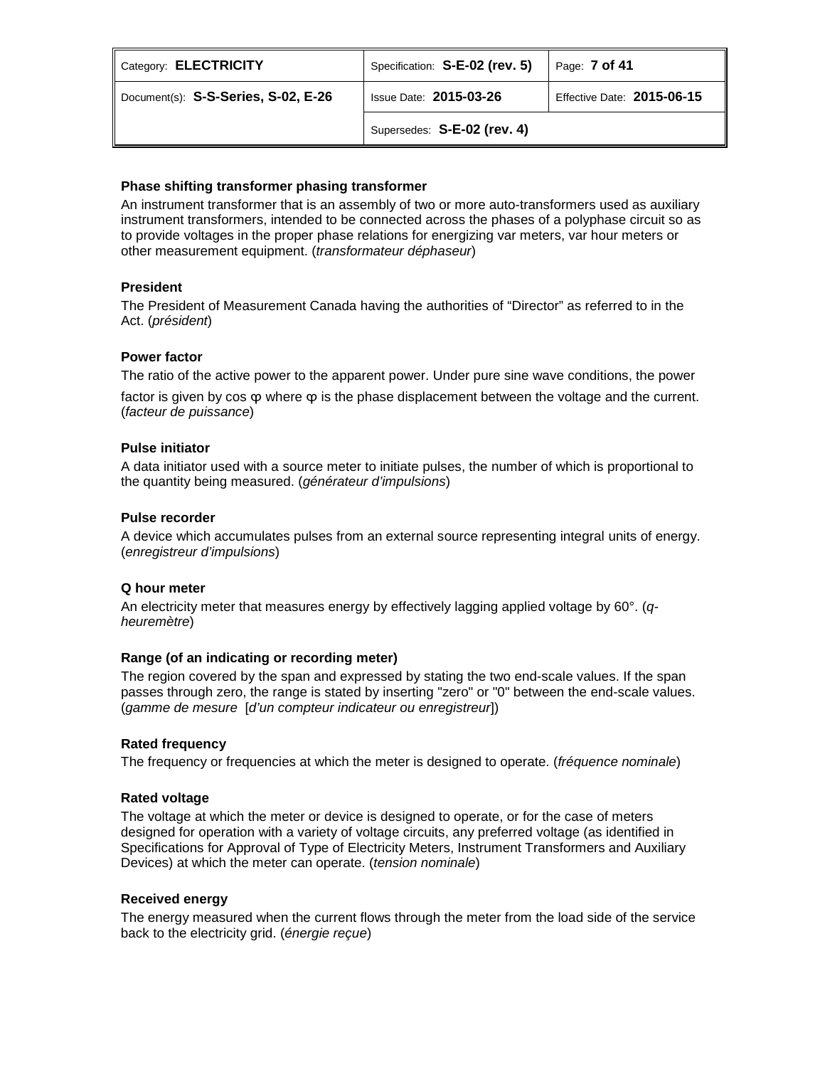**Phase shifting transformer phasing transformer**

An instrument transformer that is an assembly of two or more auto-transformers used as auxiliary instrument transformers, intended to be connected across the phases of a polyphase circuit so as to provide voltages in the proper phase relations for energizing var meters, var hour meters or other measurement equipment. (*transformateur déphaseur*)

**President**

The President of Measurement Canada having the authorities of "Director" as referred to in the Act. (*président*)

**Power factor**

The ratio of the active power to the apparent power. Under pure sine wave conditions, the power factor is given by cos $\varphi$ where $\varphi$ is the phase displacement between the voltage and the current. (*facteur de puissance*)

**Pulse initiator**

A data initiator used with a source meter to initiate pulses, the number of which is proportional to the quantity being measured. (*générateur d'impulsions*)

**Pulse recorder**

A device which accumulates pulses from an external source representing integral units of energy. (*enregistreur d'impulsions*)

**Q hour meter**

An electricity meter that measures energy by effectively lagging applied voltage by 60°. (*q-heuremètre*)

**Range (of an indicating or recording meter)**

The region covered by the span and expressed by stating the two end-scale values. If the span passes through zero, the range is stated by inserting "zero" or "0" between the end-scale values. (*gamme de mesure* [*d'un compteur indicateur ou enregistreur*])

**Rated frequency**

The frequency or frequencies at which the meter is designed to operate. (*fréquence nominale*)

**Rated voltage**

The voltage at which the meter or device is designed to operate, or for the case of meters designed for operation with a variety of voltage circuits, any preferred voltage (as identified in Specifications for Approval of Type of Electricity Meters, Instrument Transformers and Auxiliary Devices) at which the meter can operate. (*tension nominale*)

**Received energy**

The energy measured when the current flows through the meter from the load side of the service back to the electricity grid. (*énergie reçue*)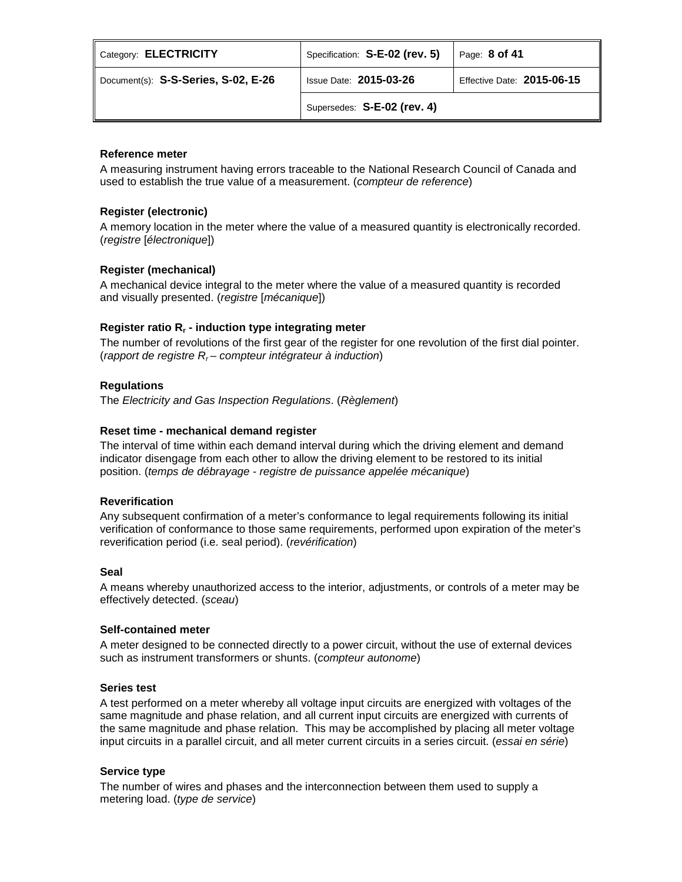**Reference meter**

A measuring instrument having errors traceable to the National Research Council of Canada and used to establish the true value of a measurement. (*compteur de reference*)

**Register (electronic)**

A memory location in the meter where the value of a measured quantity is electronically recorded. (*registre* [*électronique*])

**Register (mechanical)**

A mechanical device integral to the meter where the value of a measured quantity is recorded and visually presented. (*registre* [*mécanique*])

**Register ratio $R_r$ - induction type integrating meter**

The number of revolutions of the first gear of the register for one revolution of the first dial pointer. (*rapport de registre $R_r$ – compteur intégrateur à induction*)

**Regulations**

The *Electricity and Gas Inspection Regulations*. (*Règlement*)

**Reset time - mechanical demand register**

The interval of time within each demand interval during which the driving element and demand indicator disengage from each other to allow the driving element to be restored to its initial position. (*temps de débrayage - registre de puissance appelée mécanique*)

**Reverification**

Any subsequent confirmation of a meter's conformance to legal requirements following its initial verification of conformance to those same requirements, performed upon expiration of the meter's reverification period (i.e. seal period). (*revérification*)

**Seal**

A means whereby unauthorized access to the interior, adjustments, or controls of a meter may be effectively detected. (*sceau*)

**Self-contained meter**

A meter designed to be connected directly to a power circuit, without the use of external devices such as instrument transformers or shunts. (*compteur autonome*)

**Series test**

A test performed on a meter whereby all voltage input circuits are energized with voltages of the same magnitude and phase relation, and all current input circuits are energized with currents of the same magnitude and phase relation. This may be accomplished by placing all meter voltage input circuits in a parallel circuit, and all meter current circuits in a series circuit. (*essai en série*)

**Service type**

The number of wires and phases and the interconnection between them used to supply a metering load. (*type de service*)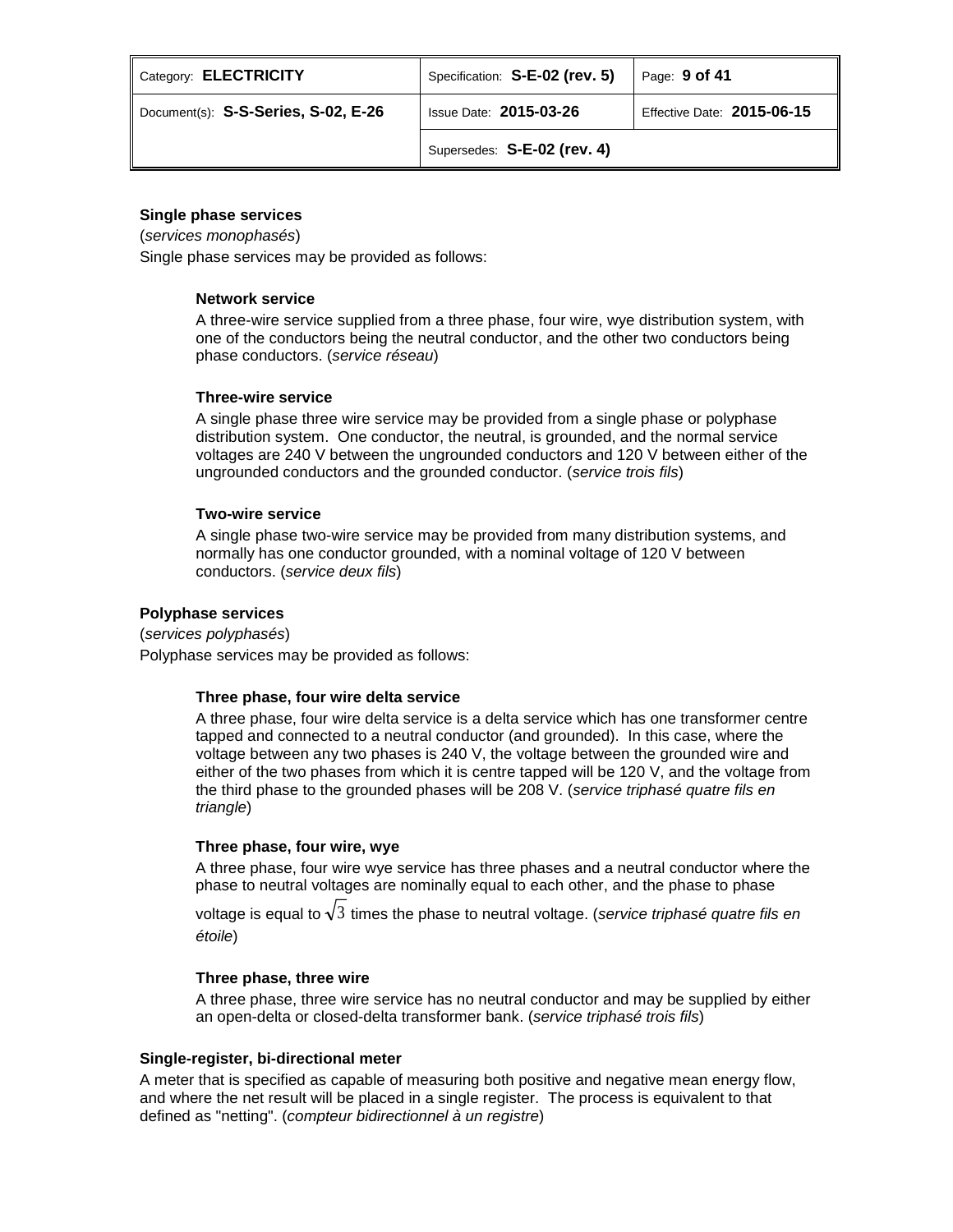**Single phase services**

(*services monophasés*)

Single phase services may be provided as follows:

**Network service**

A three-wire service supplied from a three phase, four wire, wye distribution system, with one of the conductors being the neutral conductor, and the other two conductors being phase conductors. (*service réseau*)

**Three-wire service**

A single phase three wire service may be provided from a single phase or polyphase distribution system. One conductor, the neutral, is grounded, and the normal service voltages are 240 V between the ungrounded conductors and 120 V between either of the ungrounded conductors and the grounded conductor. (*service trois fils*)

**Two-wire service**

A single phase two-wire service may be provided from many distribution systems, and normally has one conductor grounded, with a nominal voltage of 120 V between conductors. (*service deux fils*)

**Polyphase services**

(*services polyphasés*)

Polyphase services may be provided as follows:

**Three phase, four wire delta service**

A three phase, four wire delta service is a delta service which has one transformer centre tapped and connected to a neutral conductor (and grounded). In this case, where the voltage between any two phases is 240 V, the voltage between the grounded wire and either of the two phases from which it is centre tapped will be 120 V, and the voltage from the third phase to the grounded phases will be 208 V. (*service triphasé quatre fils en triangle*)

**Three phase, four wire, wye**

A three phase, four wire wye service has three phases and a neutral conductor where the phase to neutral voltages are nominally equal to each other, and the phase to phase voltage is equal to $\sqrt{3}$ times the phase to neutral voltage. (*service triphasé quatre fils en étoile*)

**Three phase, three wire**

A three phase, three wire service has no neutral conductor and may be supplied by either an open-delta or closed-delta transformer bank. (*service triphasé trois fils*)

**Single-register, bi-directional meter**

A meter that is specified as capable of measuring both positive and negative mean energy flow, and where the net result will be placed in a single register. The process is equivalent to that defined as "netting". (*compteur bidirectionnel à un registre*)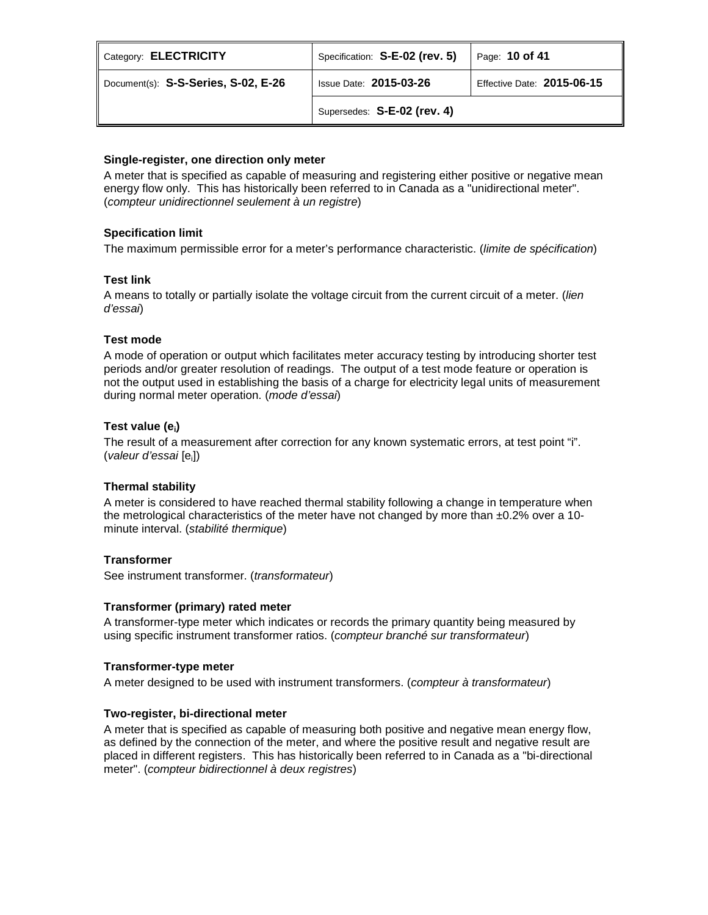### Single-register, one direction only meter

A meter that is specified as capable of measuring and registering either positive or negative mean energy flow only. This has historically been referred to in Canada as a "unidirectional meter". (*compteur unidirectionnel seulement à un registre*)

### Specification limit

The maximum permissible error for a meter's performance characteristic. (*limite de spécification*)

### Test link

A means to totally or partially isolate the voltage circuit from the current circuit of a meter. (*lien d'essai*)

### Test mode

A mode of operation or output which facilitates meter accuracy testing by introducing shorter test periods and/or greater resolution of readings. The output of a test mode feature or operation is not the output used in establishing the basis of a charge for electricity legal units of measurement during normal meter operation. (*mode d'essai*)

### Test value ($e_i$)

The result of a measurement after correction for any known systematic errors, at test point "i". (*valeur d'essai* [$e_i$])

### Thermal stability

A meter is considered to have reached thermal stability following a change in temperature when the metrological characteristics of the meter have not changed by more than ±0.2% over a 10-minute interval. (*stabilité thermique*)

### Transformer

See instrument transformer. (*transformateur*)

### Transformer (primary) rated meter

A transformer-type meter which indicates or records the primary quantity being measured by using specific instrument transformer ratios. (*compteur branché sur transformateur*)

### Transformer-type meter

A meter designed to be used with instrument transformers. (*compteur à transformateur*)

### Two-register, bi-directional meter

A meter that is specified as capable of measuring both positive and negative mean energy flow, as defined by the connection of the meter, and where the positive result and negative result are placed in different registers. This has historically been referred to in Canada as a "bi-directional meter". (*compteur bidirectionnel à deux registres*)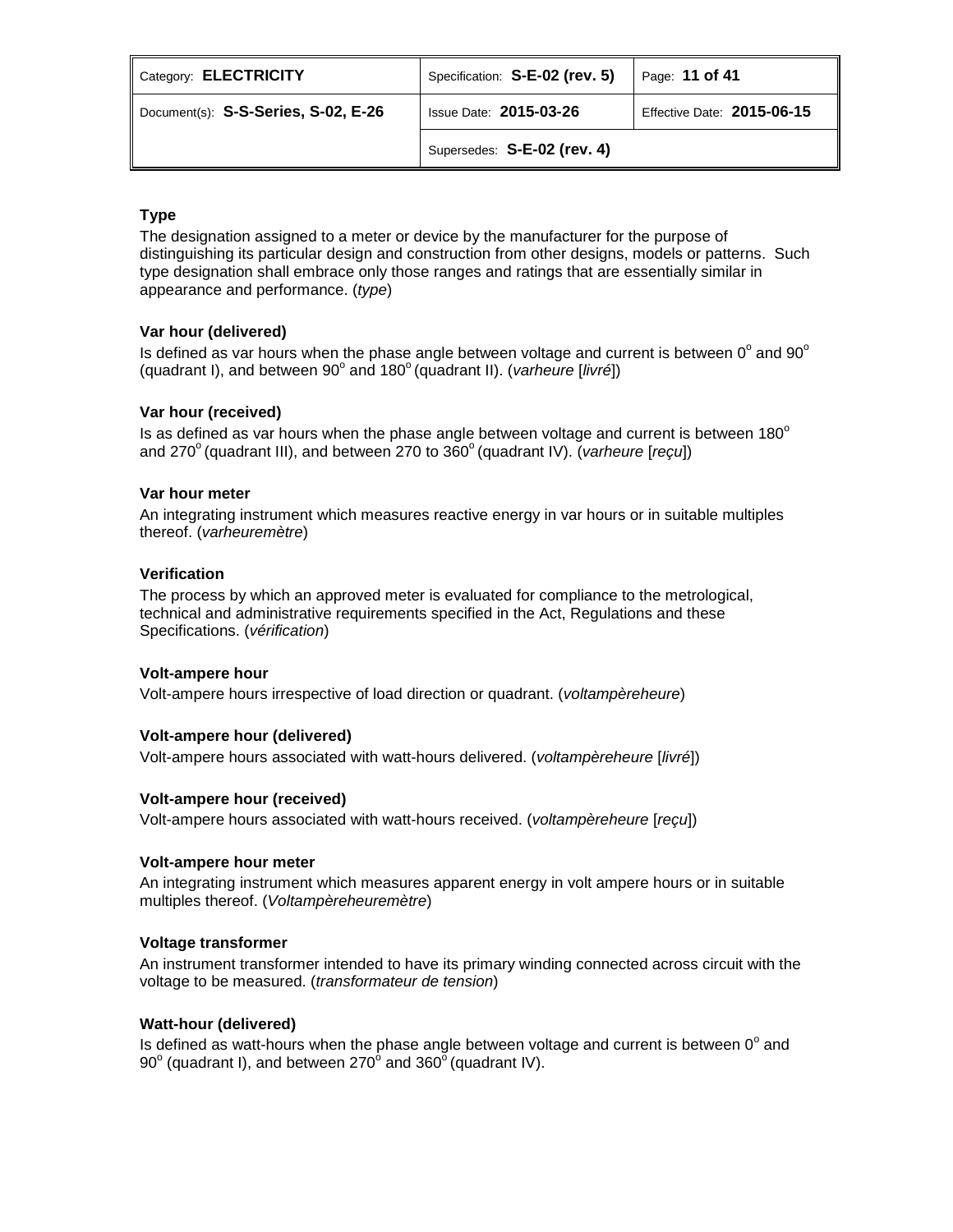### Type

The designation assigned to a meter or device by the manufacturer for the purpose of distinguishing its particular design and construction from other designs, models or patterns. Such type designation shall embrace only those ranges and ratings that are essentially similar in appearance and performance. (*type*)

### Var hour (delivered)

Is defined as var hours when the phase angle between voltage and current is between $0^{o}$ and $90^{o}$ (quadrant I), and between $90^{o}$ and $180^{o}$ (quadrant II). (*varheure* [*livré*])

### Var hour (received)

Is as defined as var hours when the phase angle between voltage and current is between $180^{o}$ and $270^{o}$ (quadrant III), and between 270 to $360^{o}$ (quadrant IV). (*varheure* [*reçu*])

### Var hour meter

An integrating instrument which measures reactive energy in var hours or in suitable multiples thereof. (*varheuremètre*)

### Verification

The process by which an approved meter is evaluated for compliance to the metrological, technical and administrative requirements specified in the Act, Regulations and these Specifications. (*vérification*)

### Volt-ampere hour

Volt-ampere hours irrespective of load direction or quadrant. (*voltampèreheure*)

### Volt-ampere hour (delivered)

Volt-ampere hours associated with watt-hours delivered. (*voltampèreheure* [*livré*])

### Volt-ampere hour (received)

Volt-ampere hours associated with watt-hours received. (*voltampèreheure* [*reçu*])

### Volt-ampere hour meter

An integrating instrument which measures apparent energy in volt ampere hours or in suitable multiples thereof. (*Voltampèreheuremètre*)

### Voltage transformer

An instrument transformer intended to have its primary winding connected across circuit with the voltage to be measured. (*transformateur de tension*)

### Watt-hour (delivered)

Is defined as watt-hours when the phase angle between voltage and current is between $0^{o}$ and $90^{o}$ (quadrant I), and between $270^{o}$ and $360^{o}$ (quadrant IV).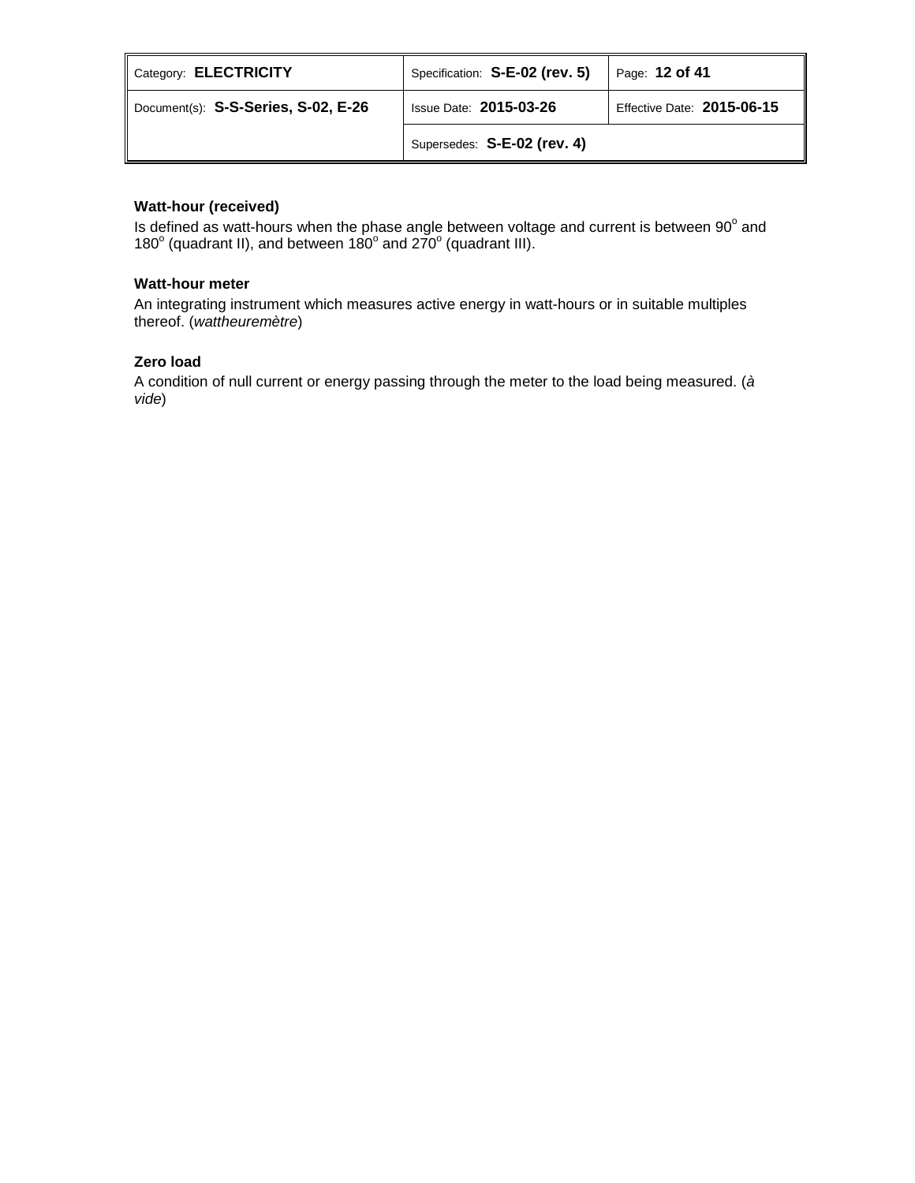**Watt-hour (received)**

Is defined as watt-hours when the phase angle between voltage and current is between $90^o$ and $180^o$ (quadrant II), and between $180^o$ and $270^o$ (quadrant III).

**Watt-hour meter**

An integrating instrument which measures active energy in watt-hours or in suitable multiples thereof. (*wattheuremètre*)

**Zero load**

A condition of null current or energy passing through the meter to the load being measured. (*à vide*)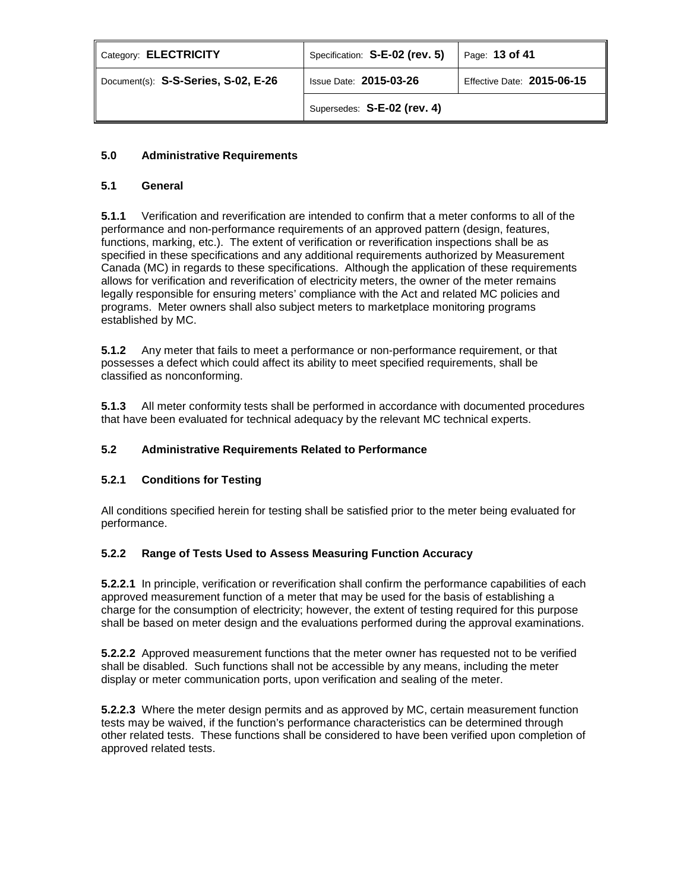## 5.0 Administrative Requirements

### 5.1 General

**5.1.1** Verification and reverification are intended to confirm that a meter conforms to all of the performance and non-performance requirements of an approved pattern (design, features, functions, marking, etc.). The extent of verification or reverification inspections shall be as specified in these specifications and any additional requirements authorized by Measurement Canada (MC) in regards to these specifications. Although the application of these requirements allows for verification and reverification of electricity meters, the owner of the meter remains legally responsible for ensuring meters' compliance with the Act and related MC policies and programs. Meter owners shall also subject meters to marketplace monitoring programs established by MC.

**5.1.2** Any meter that fails to meet a performance or non-performance requirement, or that possesses a defect which could affect its ability to meet specified requirements, shall be classified as nonconforming.

**5.1.3** All meter conformity tests shall be performed in accordance with documented procedures that have been evaluated for technical adequacy by the relevant MC technical experts.

### 5.2 Administrative Requirements Related to Performance

#### 5.2.1 Conditions for Testing

All conditions specified herein for testing shall be satisfied prior to the meter being evaluated for performance.

#### 5.2.2 Range of Tests Used to Assess Measuring Function Accuracy

**5.2.2.1** In principle, verification or reverification shall confirm the performance capabilities of each approved measurement function of a meter that may be used for the basis of establishing a charge for the consumption of electricity; however, the extent of testing required for this purpose shall be based on meter design and the evaluations performed during the approval examinations.

**5.2.2.2** Approved measurement functions that the meter owner has requested not to be verified shall be disabled. Such functions shall not be accessible by any means, including the meter display or meter communication ports, upon verification and sealing of the meter.

**5.2.2.3** Where the meter design permits and as approved by MC, certain measurement function tests may be waived, if the function's performance characteristics can be determined through other related tests. These functions shall be considered to have been verified upon completion of approved related tests.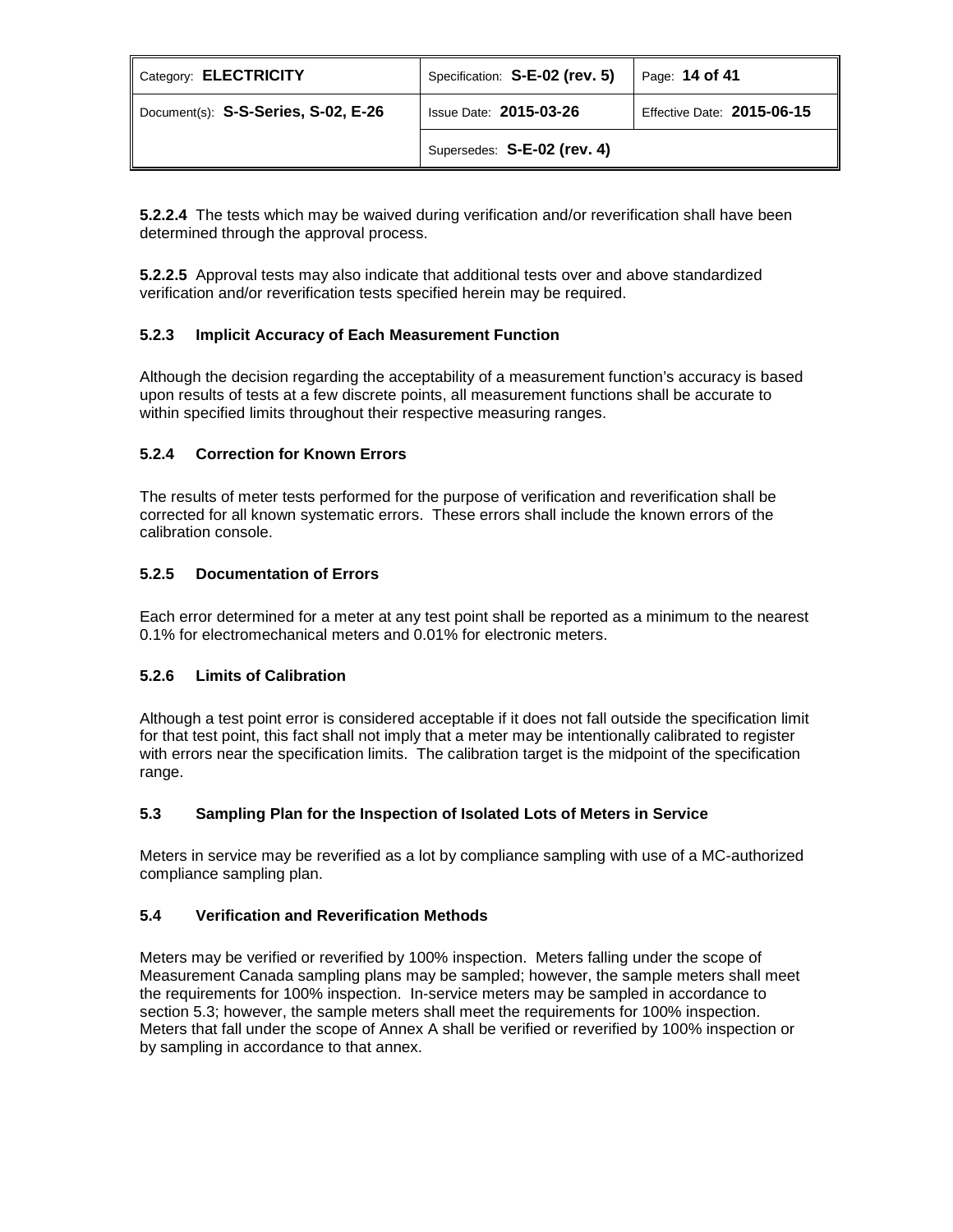**5.2.2.4** The tests which may be waived during verification and/or reverification shall have been determined through the approval process.

**5.2.2.5** Approval tests may also indicate that additional tests over and above standardized verification and/or reverification tests specified herein may be required.

### 5.2.3 Implicit Accuracy of Each Measurement Function

Although the decision regarding the acceptability of a measurement function's accuracy is based upon results of tests at a few discrete points, all measurement functions shall be accurate to within specified limits throughout their respective measuring ranges.

### 5.2.4 Correction for Known Errors

The results of meter tests performed for the purpose of verification and reverification shall be corrected for all known systematic errors. These errors shall include the known errors of the calibration console.

### 5.2.5 Documentation of Errors

Each error determined for a meter at any test point shall be reported as a minimum to the nearest 0.1% for electromechanical meters and 0.01% for electronic meters.

### 5.2.6 Limits of Calibration

Although a test point error is considered acceptable if it does not fall outside the specification limit for that test point, this fact shall not imply that a meter may be intentionally calibrated to register with errors near the specification limits. The calibration target is the midpoint of the specification range.

## 5.3 Sampling Plan for the Inspection of Isolated Lots of Meters in Service

Meters in service may be reverified as a lot by compliance sampling with use of a MC-authorized compliance sampling plan.

## 5.4 Verification and Reverification Methods

Meters may be verified or reverified by 100% inspection. Meters falling under the scope of Measurement Canada sampling plans may be sampled; however, the sample meters shall meet the requirements for 100% inspection. In-service meters may be sampled in accordance to section 5.3; however, the sample meters shall meet the requirements for 100% inspection. Meters that fall under the scope of Annex A shall be verified or reverified by 100% inspection or by sampling in accordance to that annex.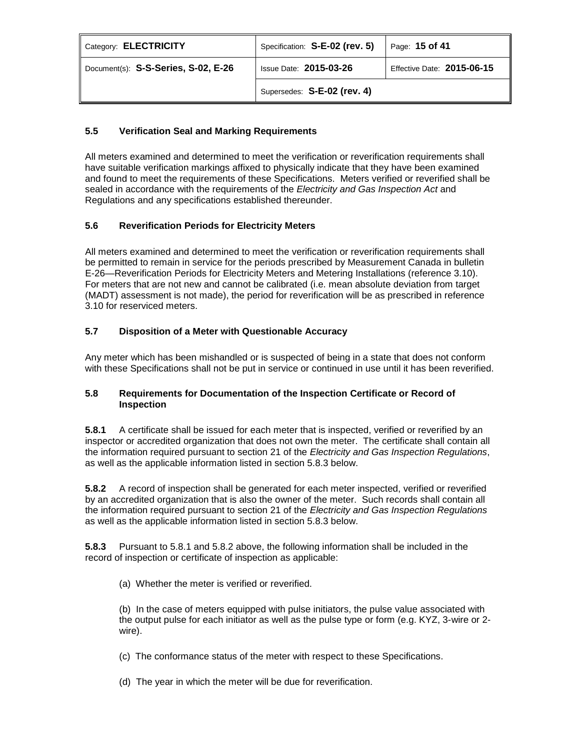### 5.5 Verification Seal and Marking Requirements

All meters examined and determined to meet the verification or reverification requirements shall have suitable verification markings affixed to physically indicate that they have been examined and found to meet the requirements of these Specifications. Meters verified or reverified shall be sealed in accordance with the requirements of the *Electricity and Gas Inspection Act* and Regulations and any specifications established thereunder.

### 5.6 Reverification Periods for Electricity Meters

All meters examined and determined to meet the verification or reverification requirements shall be permitted to remain in service for the periods prescribed by Measurement Canada in bulletin E-26—Reverification Periods for Electricity Meters and Metering Installations (reference 3.10). For meters that are not new and cannot be calibrated (i.e. mean absolute deviation from target (MADT) assessment is not made), the period for reverification will be as prescribed in reference 3.10 for reserviced meters.

### 5.7 Disposition of a Meter with Questionable Accuracy

Any meter which has been mishandled or is suspected of being in a state that does not conform with these Specifications shall not be put in service or continued in use until it has been reverified.

### 5.8 Requirements for Documentation of the Inspection Certificate or Record of Inspection

**5.8.1** A certificate shall be issued for each meter that is inspected, verified or reverified by an inspector or accredited organization that does not own the meter. The certificate shall contain all the information required pursuant to section 21 of the *Electricity and Gas Inspection Regulations*, as well as the applicable information listed in section 5.8.3 below.

**5.8.2** A record of inspection shall be generated for each meter inspected, verified or reverified by an accredited organization that is also the owner of the meter. Such records shall contain all the information required pursuant to section 21 of the *Electricity and Gas Inspection Regulations* as well as the applicable information listed in section 5.8.3 below.

**5.8.3** Pursuant to 5.8.1 and 5.8.2 above, the following information shall be included in the record of inspection or certificate of inspection as applicable:

(a) Whether the meter is verified or reverified.

(b) In the case of meters equipped with pulse initiators, the pulse value associated with the output pulse for each initiator as well as the pulse type or form (e.g. KYZ, 3-wire or 2-wire).

(c) The conformance status of the meter with respect to these Specifications.

(d) The year in which the meter will be due for reverification.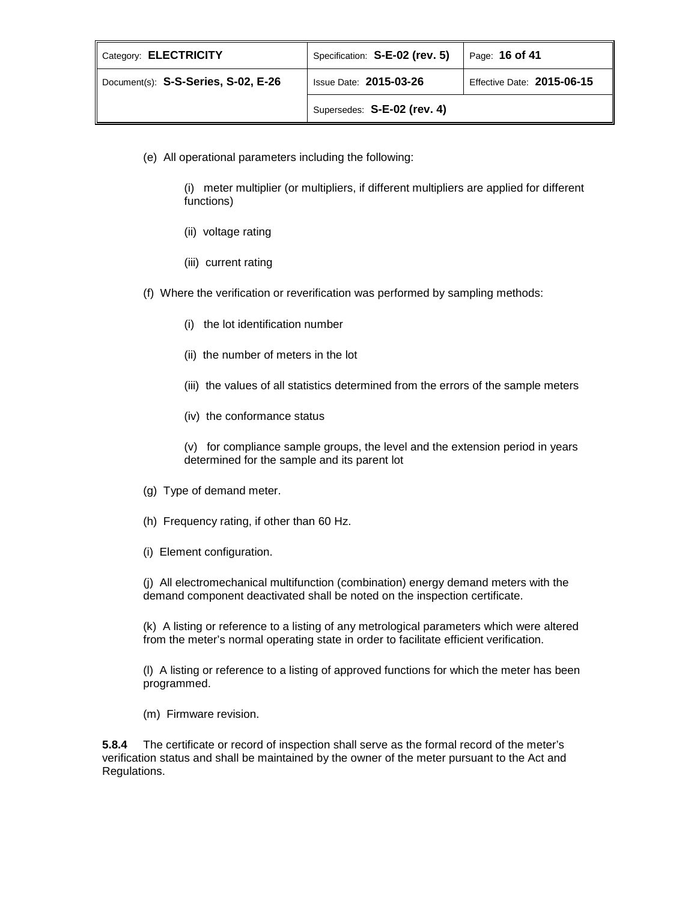(e) All operational parameters including the following:

(i) meter multiplier (or multipliers, if different multipliers are applied for different functions)

(ii) voltage rating

(iii) current rating

(f) Where the verification or reverification was performed by sampling methods:

(i) the lot identification number

(ii) the number of meters in the lot

(iii) the values of all statistics determined from the errors of the sample meters

(iv) the conformance status

(v) for compliance sample groups, the level and the extension period in years determined for the sample and its parent lot

(g) Type of demand meter.

(h) Frequency rating, if other than 60 Hz.

(i) Element configuration.

(j) All electromechanical multifunction (combination) energy demand meters with the demand component deactivated shall be noted on the inspection certificate.

(k) A listing or reference to a listing of any metrological parameters which were altered from the meter's normal operating state in order to facilitate efficient verification.

(l) A listing or reference to a listing of approved functions for which the meter has been programmed.

(m) Firmware revision.

**5.8.4** The certificate or record of inspection shall serve as the formal record of the meter's verification status and shall be maintained by the owner of the meter pursuant to the Act and Regulations.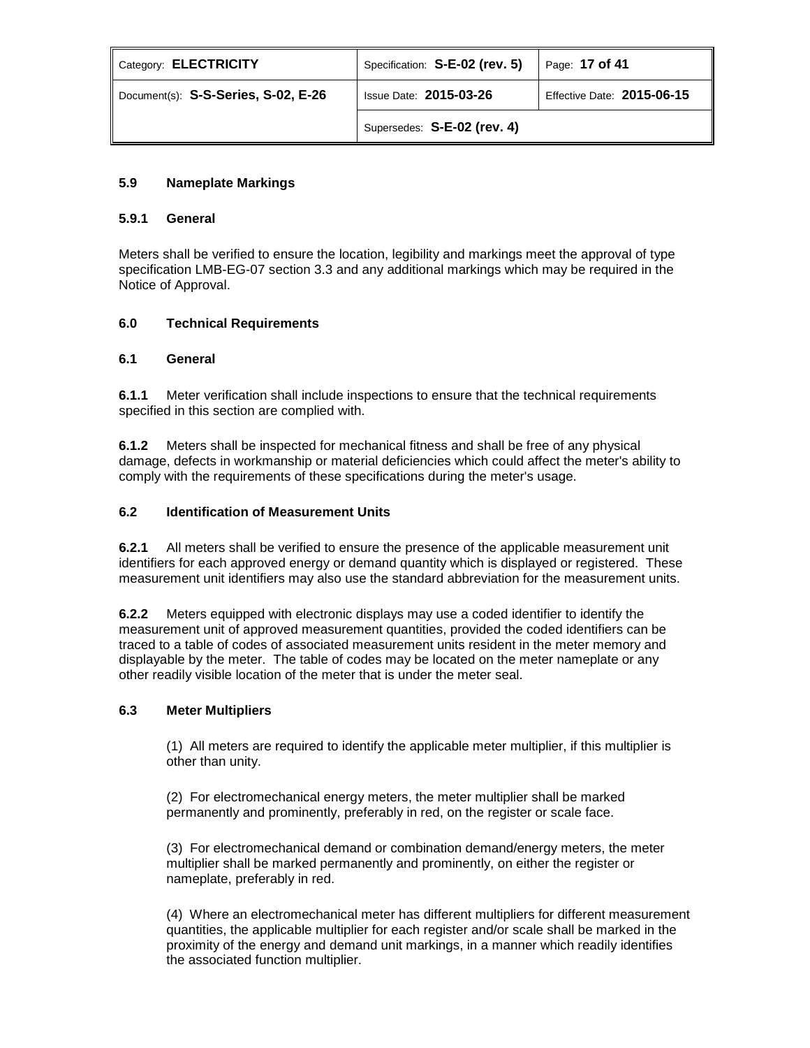### 5.9 Nameplate Markings

#### 5.9.1 General

Meters shall be verified to ensure the location, legibility and markings meet the approval of type specification LMB-EG-07 section 3.3 and any additional markings which may be required in the Notice of Approval.

## 6.0 Technical Requirements

### 6.1 General

**6.1.1** Meter verification shall include inspections to ensure that the technical requirements specified in this section are complied with.

**6.1.2** Meters shall be inspected for mechanical fitness and shall be free of any physical damage, defects in workmanship or material deficiencies which could affect the meter's ability to comply with the requirements of these specifications during the meter's usage.

### 6.2 Identification of Measurement Units

**6.2.1** All meters shall be verified to ensure the presence of the applicable measurement unit identifiers for each approved energy or demand quantity which is displayed or registered. These measurement unit identifiers may also use the standard abbreviation for the measurement units.

**6.2.2** Meters equipped with electronic displays may use a coded identifier to identify the measurement unit of approved measurement quantities, provided the coded identifiers can be traced to a table of codes of associated measurement units resident in the meter memory and displayable by the meter. The table of codes may be located on the meter nameplate or any other readily visible location of the meter that is under the meter seal.

### 6.3 Meter Multipliers

(1) All meters are required to identify the applicable meter multiplier, if this multiplier is other than unity.

(2) For electromechanical energy meters, the meter multiplier shall be marked permanently and prominently, preferably in red, on the register or scale face.

(3) For electromechanical demand or combination demand/energy meters, the meter multiplier shall be marked permanently and prominently, on either the register or nameplate, preferably in red.

(4) Where an electromechanical meter has different multipliers for different measurement quantities, the applicable multiplier for each register and/or scale shall be marked in the proximity of the energy and demand unit markings, in a manner which readily identifies the associated function multiplier.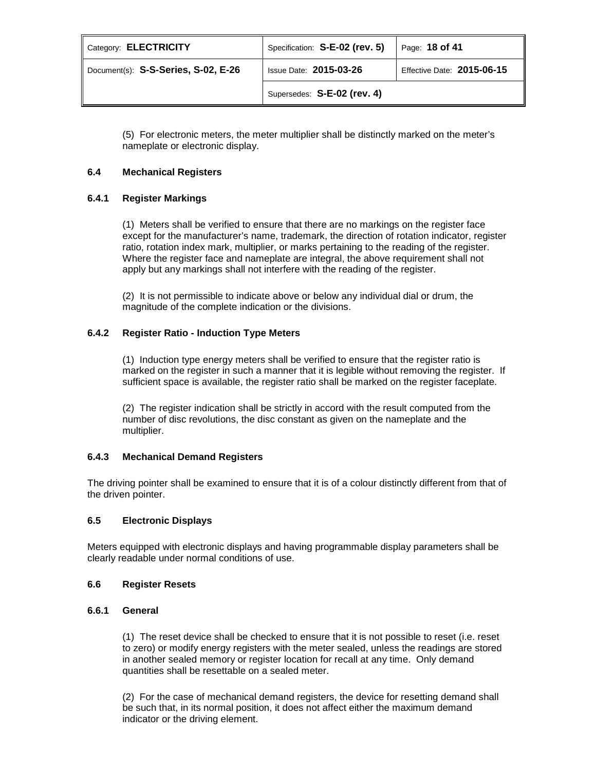(5) For electronic meters, the meter multiplier shall be distinctly marked on the meter's nameplate or electronic display.

### 6.4 Mechanical Registers

#### 6.4.1 Register Markings

(1) Meters shall be verified to ensure that there are no markings on the register face except for the manufacturer's name, trademark, the direction of rotation indicator, register ratio, rotation index mark, multiplier, or marks pertaining to the reading of the register. Where the register face and nameplate are integral, the above requirement shall not apply but any markings shall not interfere with the reading of the register.

(2) It is not permissible to indicate above or below any individual dial or drum, the magnitude of the complete indication or the divisions.

#### 6.4.2 Register Ratio - Induction Type Meters

(1) Induction type energy meters shall be verified to ensure that the register ratio is marked on the register in such a manner that it is legible without removing the register. If sufficient space is available, the register ratio shall be marked on the register faceplate.

(2) The register indication shall be strictly in accord with the result computed from the number of disc revolutions, the disc constant as given on the nameplate and the multiplier.

#### 6.4.3 Mechanical Demand Registers

The driving pointer shall be examined to ensure that it is of a colour distinctly different from that of the driven pointer.

### 6.5 Electronic Displays

Meters equipped with electronic displays and having programmable display parameters shall be clearly readable under normal conditions of use.

### 6.6 Register Resets

#### 6.6.1 General

(1) The reset device shall be checked to ensure that it is not possible to reset (i.e. reset to zero) or modify energy registers with the meter sealed, unless the readings are stored in another sealed memory or register location for recall at any time. Only demand quantities shall be resettable on a sealed meter.

(2) For the case of mechanical demand registers, the device for resetting demand shall be such that, in its normal position, it does not affect either the maximum demand indicator or the driving element.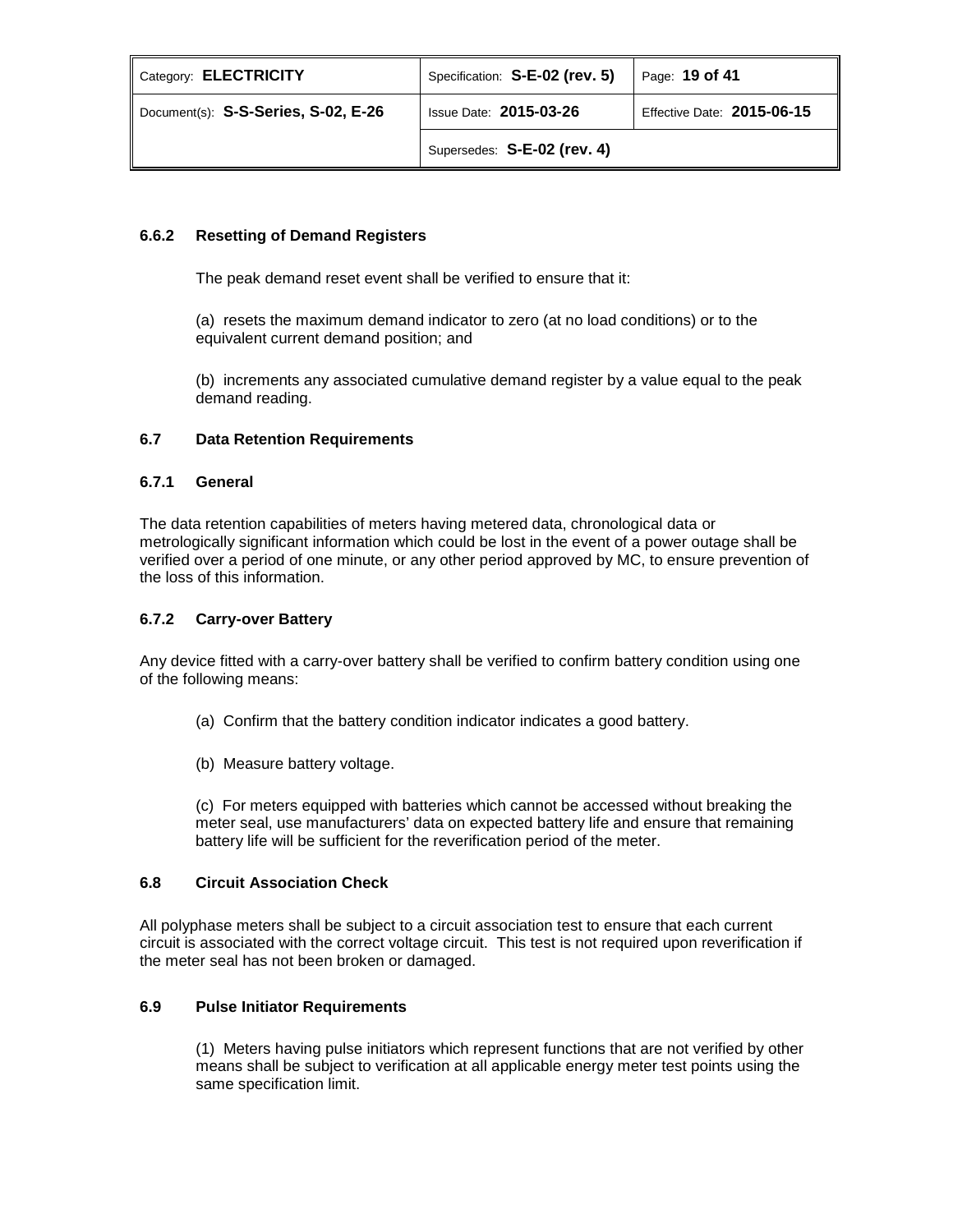### 6.6.2 Resetting of Demand Registers

The peak demand reset event shall be verified to ensure that it:

(a) resets the maximum demand indicator to zero (at no load conditions) or to the equivalent current demand position; and

(b) increments any associated cumulative demand register by a value equal to the peak demand reading.

## 6.7 Data Retention Requirements

### 6.7.1 General

The data retention capabilities of meters having metered data, chronological data or metrologically significant information which could be lost in the event of a power outage shall be verified over a period of one minute, or any other period approved by MC, to ensure prevention of the loss of this information.

### 6.7.2 Carry-over Battery

Any device fitted with a carry-over battery shall be verified to confirm battery condition using one of the following means:

(a) Confirm that the battery condition indicator indicates a good battery.

(b) Measure battery voltage.

(c) For meters equipped with batteries which cannot be accessed without breaking the meter seal, use manufacturers' data on expected battery life and ensure that remaining battery life will be sufficient for the reverification period of the meter.

## 6.8 Circuit Association Check

All polyphase meters shall be subject to a circuit association test to ensure that each current circuit is associated with the correct voltage circuit. This test is not required upon reverification if the meter seal has not been broken or damaged.

## 6.9 Pulse Initiator Requirements

(1) Meters having pulse initiators which represent functions that are not verified by other means shall be subject to verification at all applicable energy meter test points using the same specification limit.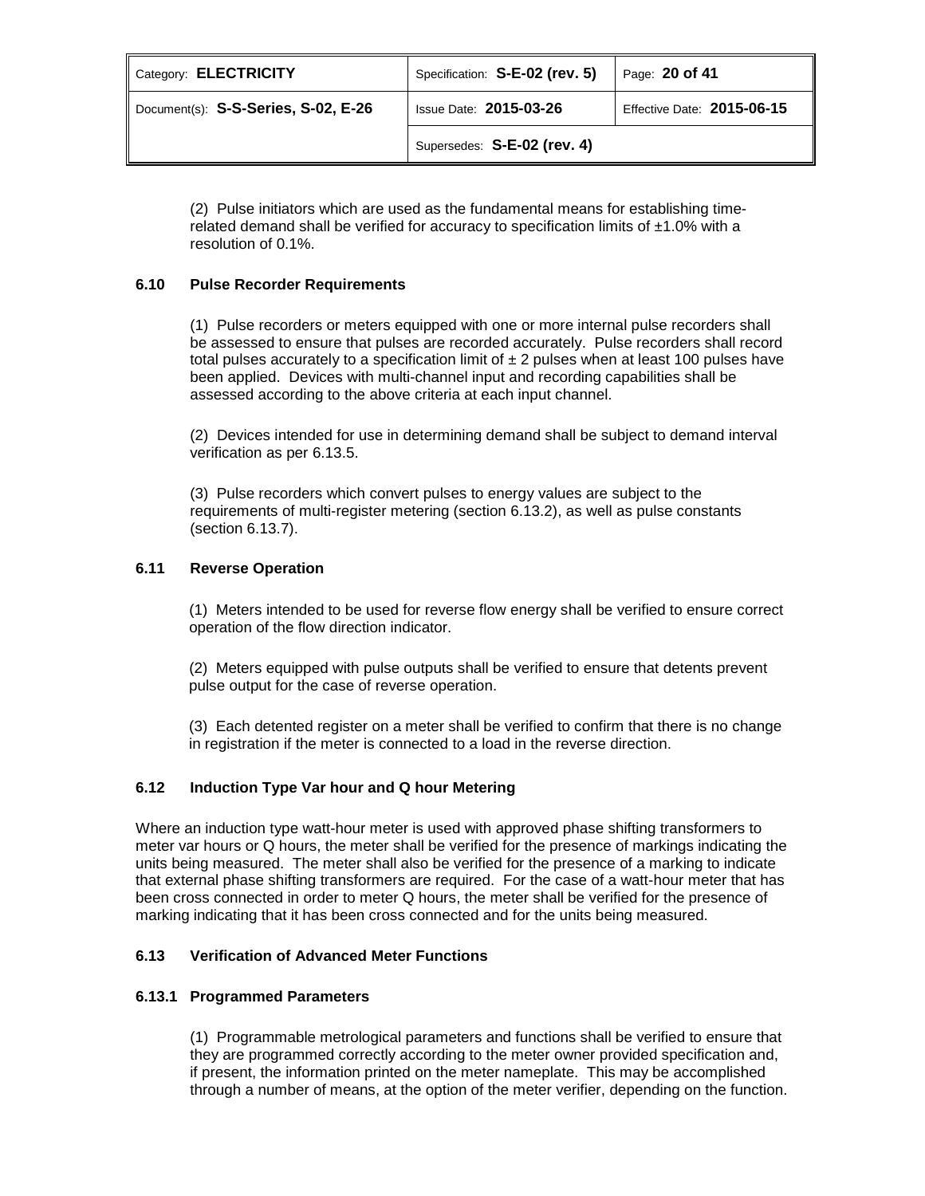(2) Pulse initiators which are used as the fundamental means for establishing time-related demand shall be verified for accuracy to specification limits of ±1.0% with a resolution of 0.1%.

### 6.10 Pulse Recorder Requirements

(1) Pulse recorders or meters equipped with one or more internal pulse recorders shall be assessed to ensure that pulses are recorded accurately. Pulse recorders shall record total pulses accurately to a specification limit of ± 2 pulses when at least 100 pulses have been applied. Devices with multi-channel input and recording capabilities shall be assessed according to the above criteria at each input channel.

(2) Devices intended for use in determining demand shall be subject to demand interval verification as per 6.13.5.

(3) Pulse recorders which convert pulses to energy values are subject to the requirements of multi-register metering (section 6.13.2), as well as pulse constants (section 6.13.7).

### 6.11 Reverse Operation

(1) Meters intended to be used for reverse flow energy shall be verified to ensure correct operation of the flow direction indicator.

(2) Meters equipped with pulse outputs shall be verified to ensure that detents prevent pulse output for the case of reverse operation.

(3) Each detented register on a meter shall be verified to confirm that there is no change in registration if the meter is connected to a load in the reverse direction.

### 6.12 Induction Type Var hour and Q hour Metering

Where an induction type watt-hour meter is used with approved phase shifting transformers to meter var hours or Q hours, the meter shall be verified for the presence of markings indicating the units being measured. The meter shall also be verified for the presence of a marking to indicate that external phase shifting transformers are required. For the case of a watt-hour meter that has been cross connected in order to meter Q hours, the meter shall be verified for the presence of marking indicating that it has been cross connected and for the units being measured.

### 6.13 Verification of Advanced Meter Functions

#### 6.13.1 Programmed Parameters

(1) Programmable metrological parameters and functions shall be verified to ensure that they are programmed correctly according to the meter owner provided specification and, if present, the information printed on the meter nameplate. This may be accomplished through a number of means, at the option of the meter verifier, depending on the function.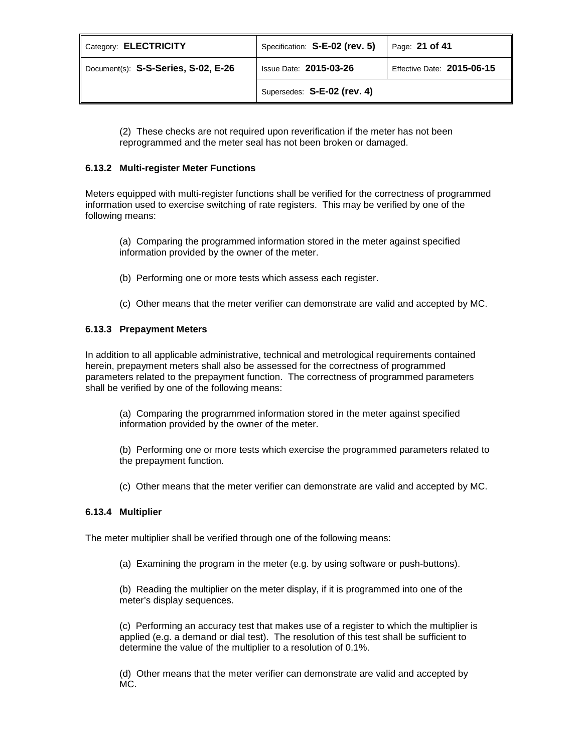(2) These checks are not required upon reverification if the meter has not been reprogrammed and the meter seal has not been broken or damaged.

#### 6.13.2 Multi-register Meter Functions

Meters equipped with multi-register functions shall be verified for the correctness of programmed information used to exercise switching of rate registers. This may be verified by one of the following means:

(a) Comparing the programmed information stored in the meter against specified information provided by the owner of the meter.

(b) Performing one or more tests which assess each register.

(c) Other means that the meter verifier can demonstrate are valid and accepted by MC.

#### 6.13.3 Prepayment Meters

In addition to all applicable administrative, technical and metrological requirements contained herein, prepayment meters shall also be assessed for the correctness of programmed parameters related to the prepayment function. The correctness of programmed parameters shall be verified by one of the following means:

(a) Comparing the programmed information stored in the meter against specified information provided by the owner of the meter.

(b) Performing one or more tests which exercise the programmed parameters related to the prepayment function.

(c) Other means that the meter verifier can demonstrate are valid and accepted by MC.

#### 6.13.4 Multiplier

The meter multiplier shall be verified through one of the following means:

(a) Examining the program in the meter (e.g. by using software or push-buttons).

(b) Reading the multiplier on the meter display, if it is programmed into one of the meter's display sequences.

(c) Performing an accuracy test that makes use of a register to which the multiplier is applied (e.g. a demand or dial test). The resolution of this test shall be sufficient to determine the value of the multiplier to a resolution of 0.1%.

(d) Other means that the meter verifier can demonstrate are valid and accepted by MC.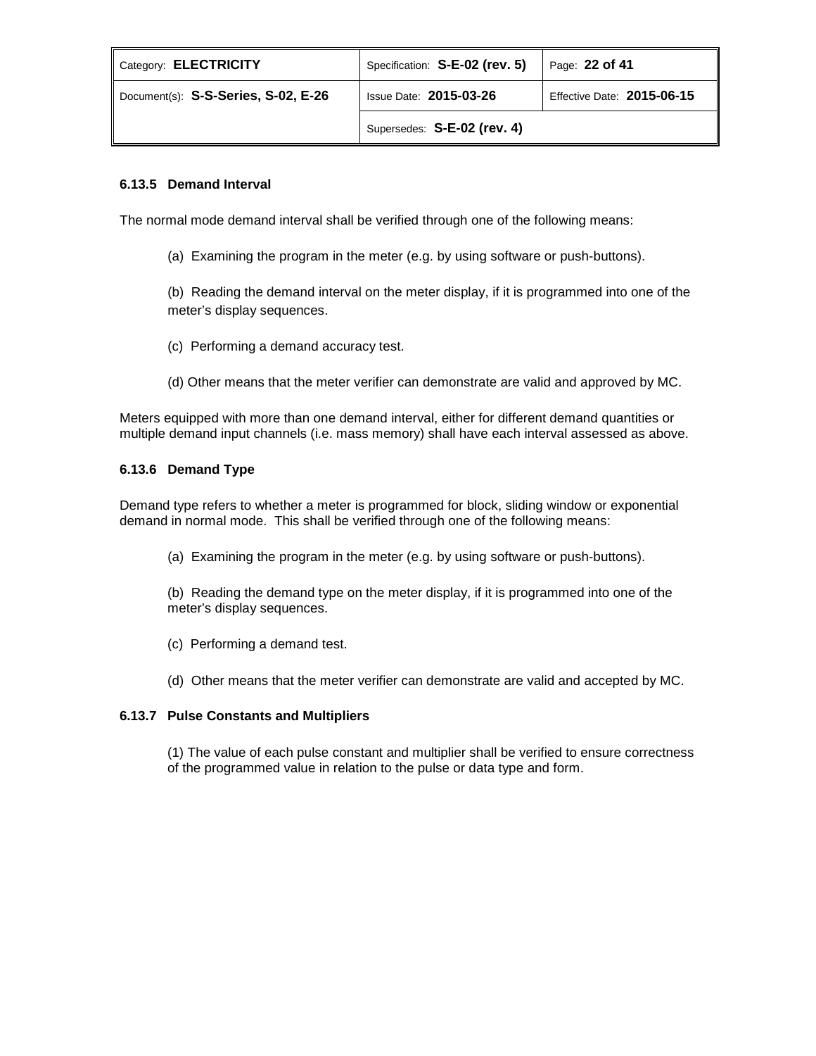#### 6.13.5 Demand Interval

The normal mode demand interval shall be verified through one of the following means:

(a) Examining the program in the meter (e.g. by using software or push-buttons).

(b) Reading the demand interval on the meter display, if it is programmed into one of the meter's display sequences.

(c) Performing a demand accuracy test.

(d) Other means that the meter verifier can demonstrate are valid and approved by MC.

Meters equipped with more than one demand interval, either for different demand quantities or multiple demand input channels (i.e. mass memory) shall have each interval assessed as above.

#### 6.13.6 Demand Type

Demand type refers to whether a meter is programmed for block, sliding window or exponential demand in normal mode. This shall be verified through one of the following means:

(a) Examining the program in the meter (e.g. by using software or push-buttons).

(b) Reading the demand type on the meter display, if it is programmed into one of the meter's display sequences.

(c) Performing a demand test.

(d) Other means that the meter verifier can demonstrate are valid and accepted by MC.

#### 6.13.7 Pulse Constants and Multipliers

(1) The value of each pulse constant and multiplier shall be verified to ensure correctness of the programmed value in relation to the pulse or data type and form.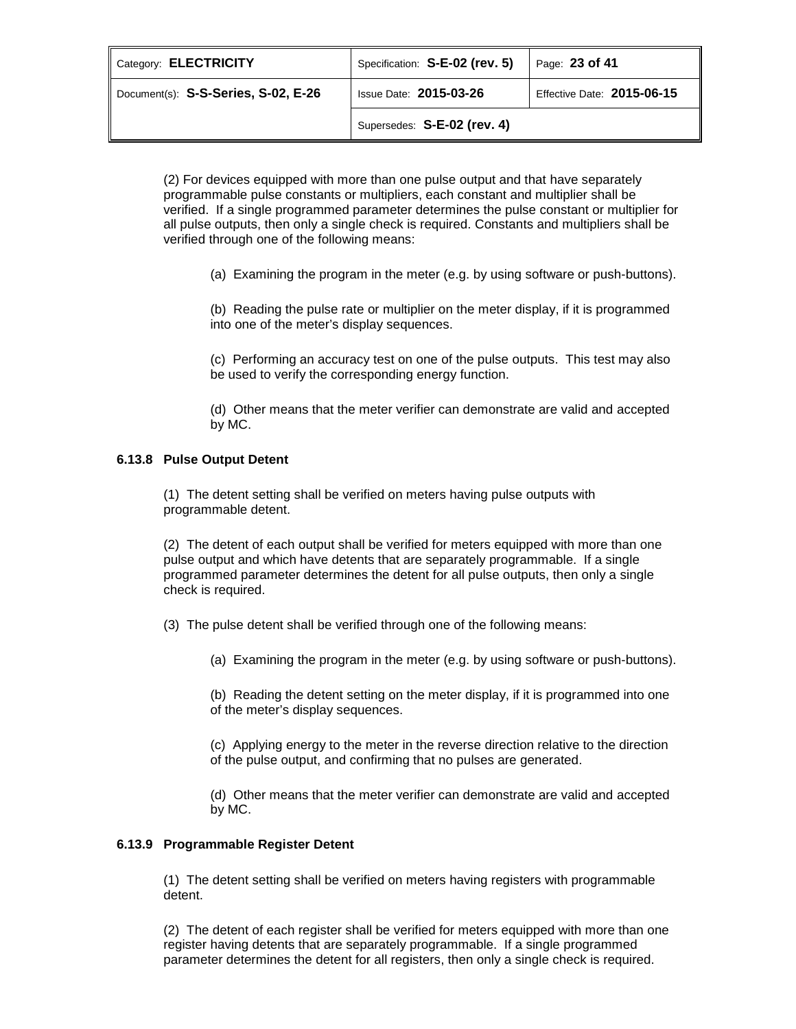(2) For devices equipped with more than one pulse output and that have separately programmable pulse constants or multipliers, each constant and multiplier shall be verified. If a single programmed parameter determines the pulse constant or multiplier for all pulse outputs, then only a single check is required. Constants and multipliers shall be verified through one of the following means:

(a) Examining the program in the meter (e.g. by using software or push-buttons).

(b) Reading the pulse rate or multiplier on the meter display, if it is programmed into one of the meter's display sequences.

(c) Performing an accuracy test on one of the pulse outputs. This test may also be used to verify the corresponding energy function.

(d) Other means that the meter verifier can demonstrate are valid and accepted by MC.

#### 6.13.8 Pulse Output Detent

(1) The detent setting shall be verified on meters having pulse outputs with programmable detent.

(2) The detent of each output shall be verified for meters equipped with more than one pulse output and which have detents that are separately programmable. If a single programmed parameter determines the detent for all pulse outputs, then only a single check is required.

(3) The pulse detent shall be verified through one of the following means:

(a) Examining the program in the meter (e.g. by using software or push-buttons).

(b) Reading the detent setting on the meter display, if it is programmed into one of the meter's display sequences.

(c) Applying energy to the meter in the reverse direction relative to the direction of the pulse output, and confirming that no pulses are generated.

(d) Other means that the meter verifier can demonstrate are valid and accepted by MC.

#### 6.13.9 Programmable Register Detent

(1) The detent setting shall be verified on meters having registers with programmable detent.

(2) The detent of each register shall be verified for meters equipped with more than one register having detents that are separately programmable. If a single programmed parameter determines the detent for all registers, then only a single check is required.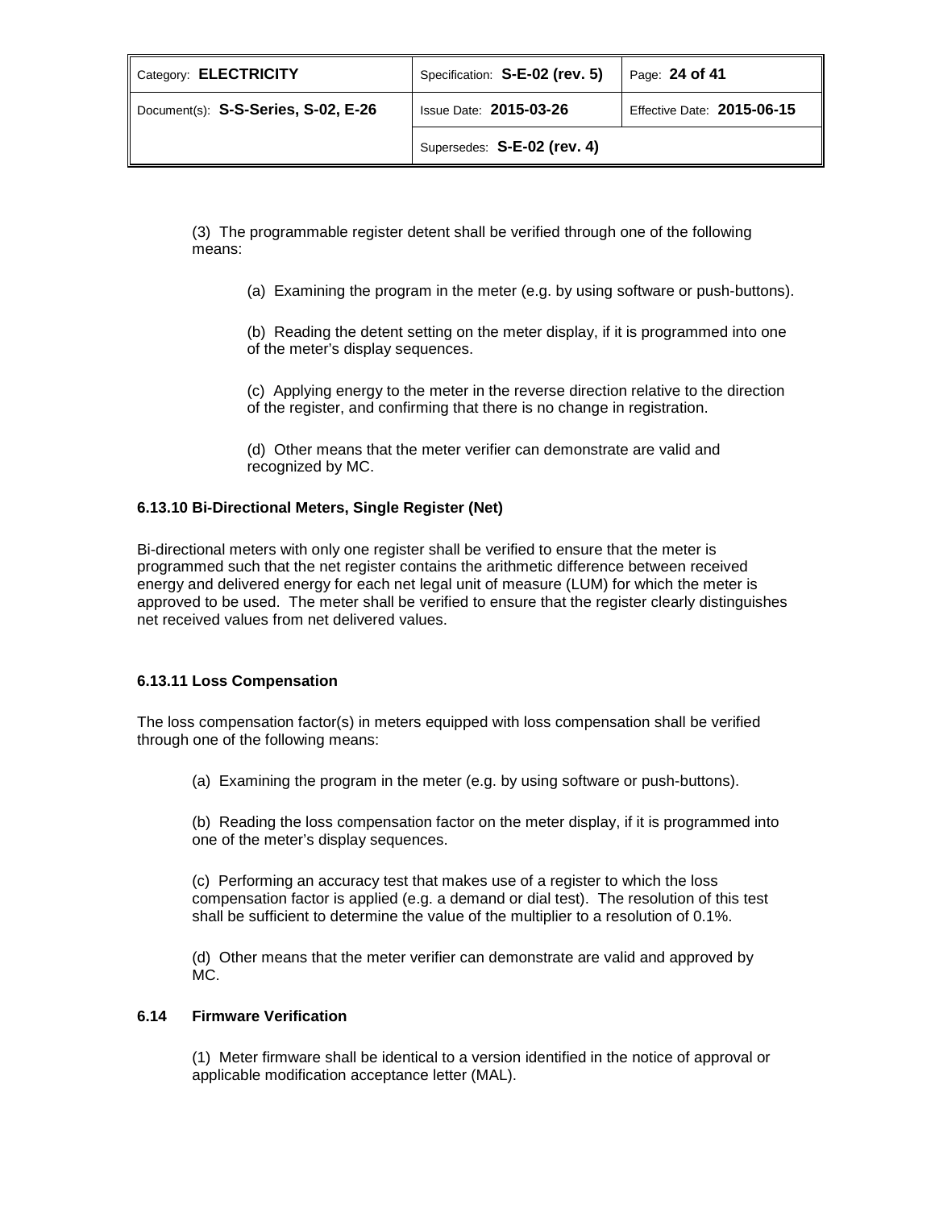(3) The programmable register detent shall be verified through one of the following means:

(a) Examining the program in the meter (e.g. by using software or push-buttons).

(b) Reading the detent setting on the meter display, if it is programmed into one of the meter's display sequences.

(c) Applying energy to the meter in the reverse direction relative to the direction of the register, and confirming that there is no change in registration.

(d) Other means that the meter verifier can demonstrate are valid and recognized by MC.

#### 6.13.10 Bi-Directional Meters, Single Register (Net)

Bi-directional meters with only one register shall be verified to ensure that the meter is programmed such that the net register contains the arithmetic difference between received energy and delivered energy for each net legal unit of measure (LUM) for which the meter is approved to be used. The meter shall be verified to ensure that the register clearly distinguishes net received values from net delivered values.

#### 6.13.11 Loss Compensation

The loss compensation factor(s) in meters equipped with loss compensation shall be verified through one of the following means:

(a) Examining the program in the meter (e.g. by using software or push-buttons).

(b) Reading the loss compensation factor on the meter display, if it is programmed into one of the meter's display sequences.

(c) Performing an accuracy test that makes use of a register to which the loss compensation factor is applied (e.g. a demand or dial test). The resolution of this test shall be sufficient to determine the value of the multiplier to a resolution of 0.1%.

(d) Other means that the meter verifier can demonstrate are valid and approved by MC.

### 6.14 Firmware Verification

(1) Meter firmware shall be identical to a version identified in the notice of approval or applicable modification acceptance letter (MAL).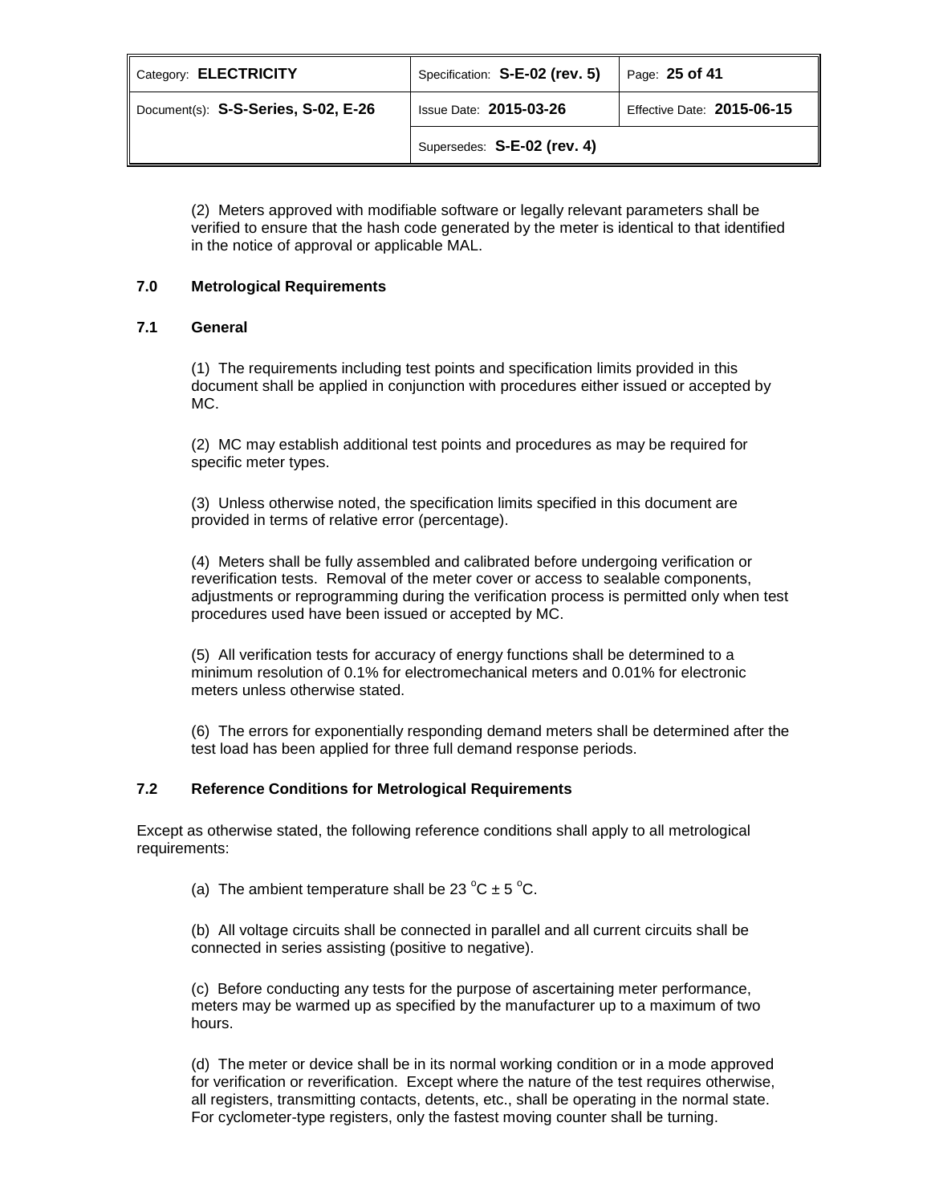(2) Meters approved with modifiable software or legally relevant parameters shall be verified to ensure that the hash code generated by the meter is identical to that identified in the notice of approval or applicable MAL.

## 7.0 Metrological Requirements

### 7.1 General

(1) The requirements including test points and specification limits provided in this document shall be applied in conjunction with procedures either issued or accepted by MC.

(2) MC may establish additional test points and procedures as may be required for specific meter types.

(3) Unless otherwise noted, the specification limits specified in this document are provided in terms of relative error (percentage).

(4) Meters shall be fully assembled and calibrated before undergoing verification or reverification tests. Removal of the meter cover or access to sealable components, adjustments or reprogramming during the verification process is permitted only when test procedures used have been issued or accepted by MC.

(5) All verification tests for accuracy of energy functions shall be determined to a minimum resolution of 0.1% for electromechanical meters and 0.01% for electronic meters unless otherwise stated.

(6) The errors for exponentially responding demand meters shall be determined after the test load has been applied for three full demand response periods.

### 7.2 Reference Conditions for Metrological Requirements

Except as otherwise stated, the following reference conditions shall apply to all metrological requirements:

(a) The ambient temperature shall be 23 $^{o}$C ± 5 $^{o}$C.

(b) All voltage circuits shall be connected in parallel and all current circuits shall be connected in series assisting (positive to negative).

(c) Before conducting any tests for the purpose of ascertaining meter performance, meters may be warmed up as specified by the manufacturer up to a maximum of two hours.

(d) The meter or device shall be in its normal working condition or in a mode approved for verification or reverification. Except where the nature of the test requires otherwise, all registers, transmitting contacts, detents, etc., shall be operating in the normal state. For cyclometer-type registers, only the fastest moving counter shall be turning.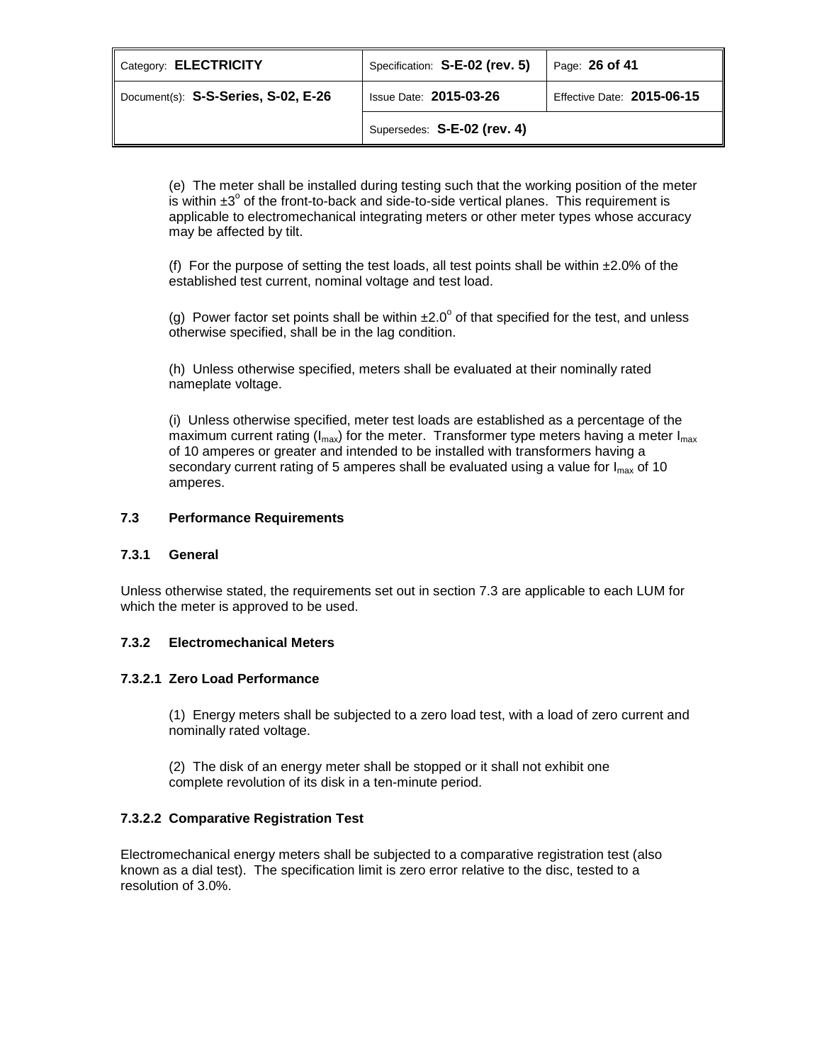(e) The meter shall be installed during testing such that the working position of the meter is within ±3° of the front-to-back and side-to-side vertical planes. This requirement is applicable to electromechanical integrating meters or other meter types whose accuracy may be affected by tilt.

(f) For the purpose of setting the test loads, all test points shall be within ±2.0% of the established test current, nominal voltage and test load.

(g) Power factor set points shall be within ±2.0° of that specified for the test, and unless otherwise specified, shall be in the lag condition.

(h) Unless otherwise specified, meters shall be evaluated at their nominally rated nameplate voltage.

(i) Unless otherwise specified, meter test loads are established as a percentage of the maximum current rating ($I_{max}$) for the meter. Transformer type meters having a meter $I_{max}$ of 10 amperes or greater and intended to be installed with transformers having a secondary current rating of 5 amperes shall be evaluated using a value for $I_{max}$ of 10 amperes.

### 7.3 Performance Requirements

#### 7.3.1 General

Unless otherwise stated, the requirements set out in section 7.3 are applicable to each LUM for which the meter is approved to be used.

#### 7.3.2 Electromechanical Meters

##### 7.3.2.1 Zero Load Performance

(1) Energy meters shall be subjected to a zero load test, with a load of zero current and nominally rated voltage.

(2) The disk of an energy meter shall be stopped or it shall not exhibit one complete revolution of its disk in a ten-minute period.

##### 7.3.2.2 Comparative Registration Test

Electromechanical energy meters shall be subjected to a comparative registration test (also known as a dial test). The specification limit is zero error relative to the disc, tested to a resolution of 3.0%.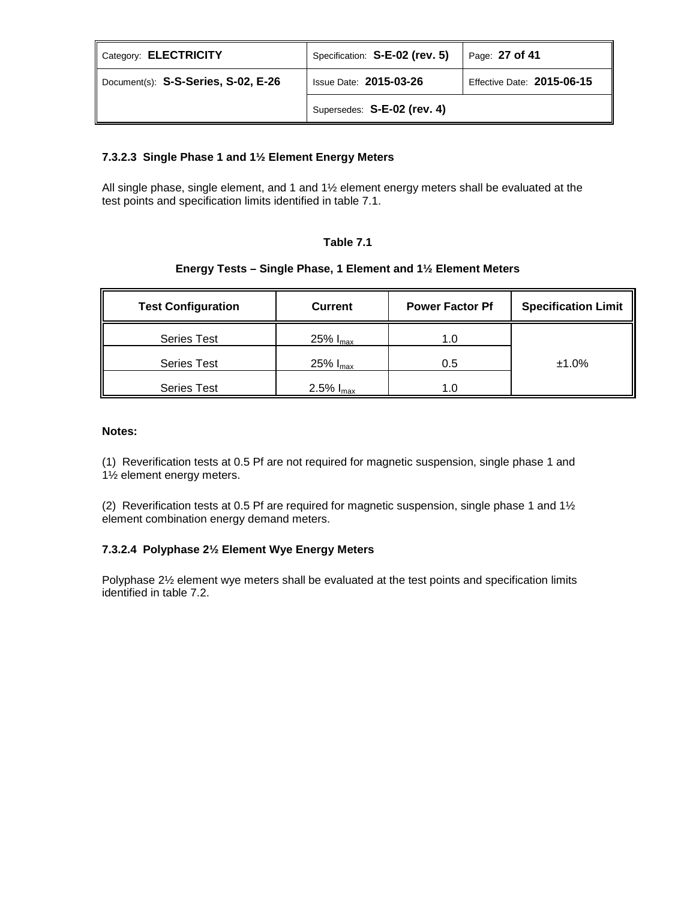#### 7.3.2.3 Single Phase 1 and 1½ Element Energy Meters

All single phase, single element, and 1 and 1½ element energy meters shall be evaluated at the test points and specification limits identified in table 7.1.

**Table 7.1**

**Energy Tests – Single Phase, 1 Element and 1½ Element Meters**

| Test Configuration | Current | Power Factor Pf | Specification Limit |
|---|---|---|---|
| Series Test | 25% $I_{max}$ | 1.0 | ±1.0% |
| Series Test | 25% $I_{max}$ | 0.5 | |
| Series Test | 2.5% $I_{max}$ | 1.0 | |

**Notes:**

(1) Reverification tests at 0.5 Pf are not required for magnetic suspension, single phase 1 and 1½ element energy meters.

(2) Reverification tests at 0.5 Pf are required for magnetic suspension, single phase 1 and 1½ element combination energy demand meters.

#### 7.3.2.4 Polyphase 2½ Element Wye Energy Meters

Polyphase 2½ element wye meters shall be evaluated at the test points and specification limits identified in table 7.2.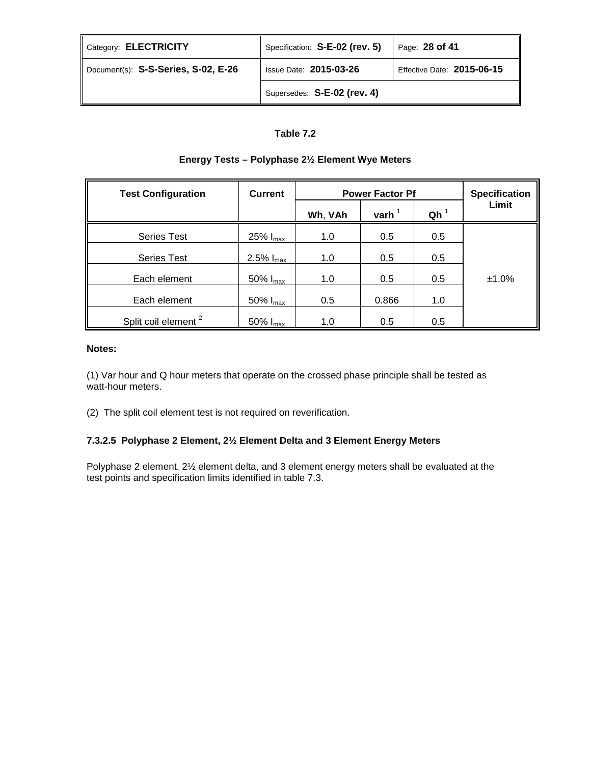**Table 7.2**

**Energy Tests – Polyphase 2½ Element Wye Meters**

| Test Configuration | Current | Power Factor Pf | | | Specification Limit |
|---|---|---|---|---|---|
| | | Wh, VAh | varh [1] | Qh [1] | |
| Series Test | 25% $I_{max}$ | 1.0 | 0.5 | 0.5 | ±1.0% |
| Series Test | 2.5% $I_{max}$ | 1.0 | 0.5 | 0.5 | |
| Each element | 50% $I_{max}$ | 1.0 | 0.5 | 0.5 | |
| Each element | 50% $I_{max}$ | 0.5 | 0.866 | 1.0 | |
| Split coil element [2] | 50% $I_{max}$ | 1.0 | 0.5 | 0.5 | |

**Notes:**

(1) Var hour and Q hour meters that operate on the crossed phase principle shall be tested as watt-hour meters.

(2) The split coil element test is not required on reverification.

#### 7.3.2.5 Polyphase 2 Element, 2½ Element Delta and 3 Element Energy Meters

Polyphase 2 element, 2½ element delta, and 3 element energy meters shall be evaluated at the test points and specification limits identified in table 7.3.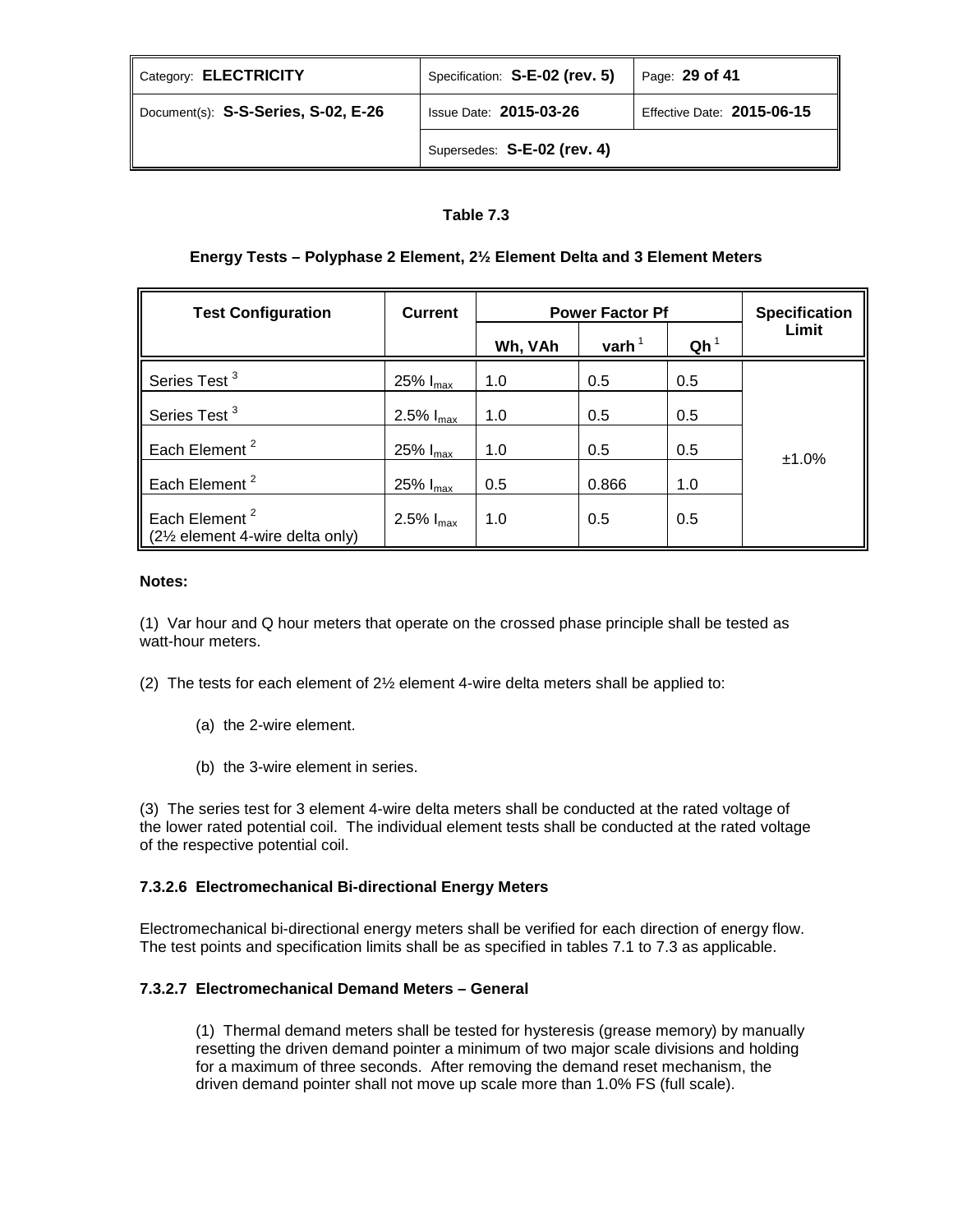**Table 7.3**

**Energy Tests – Polyphase 2 Element, 2½ Element Delta and 3 Element Meters**

| Test Configuration | Current | Power Factor Pf | | | Specification Limit |
|---|---|---|---|---|---|
| | | Wh, VAh | varh [1] | Qh [1] | |
| Series Test [3] | 25% $I_{max}$ | 1.0 | 0.5 | 0.5 | ±1.0% |
| Series Test [3] | 2.5% $I_{max}$ | 1.0 | 0.5 | 0.5 | |
| Each Element [2] | 25% $I_{max}$ | 1.0 | 0.5 | 0.5 | |
| Each Element [2] | 25% $I_{max}$ | 0.5 | 0.866 | 1.0 | |
| Each Element [2] (2½ element 4-wire delta only) | 2.5% $I_{max}$ | 1.0 | 0.5 | 0.5 | |

**Notes:**

(1) Var hour and Q hour meters that operate on the crossed phase principle shall be tested as watt-hour meters.

(2) The tests for each element of 2½ element 4-wire delta meters shall be applied to:

- (a) the 2-wire element.
- (b) the 3-wire element in series.

(3) The series test for 3 element 4-wire delta meters shall be conducted at the rated voltage of the lower rated potential coil. The individual element tests shall be conducted at the rated voltage of the respective potential coil.

#### 7.3.2.6 Electromechanical Bi-directional Energy Meters

Electromechanical bi-directional energy meters shall be verified for each direction of energy flow. The test points and specification limits shall be as specified in tables 7.1 to 7.3 as applicable.

#### 7.3.2.7 Electromechanical Demand Meters – General

(1) Thermal demand meters shall be tested for hysteresis (grease memory) by manually resetting the driven demand pointer a minimum of two major scale divisions and holding for a maximum of three seconds. After removing the demand reset mechanism, the driven demand pointer shall not move up scale more than 1.0% FS (full scale).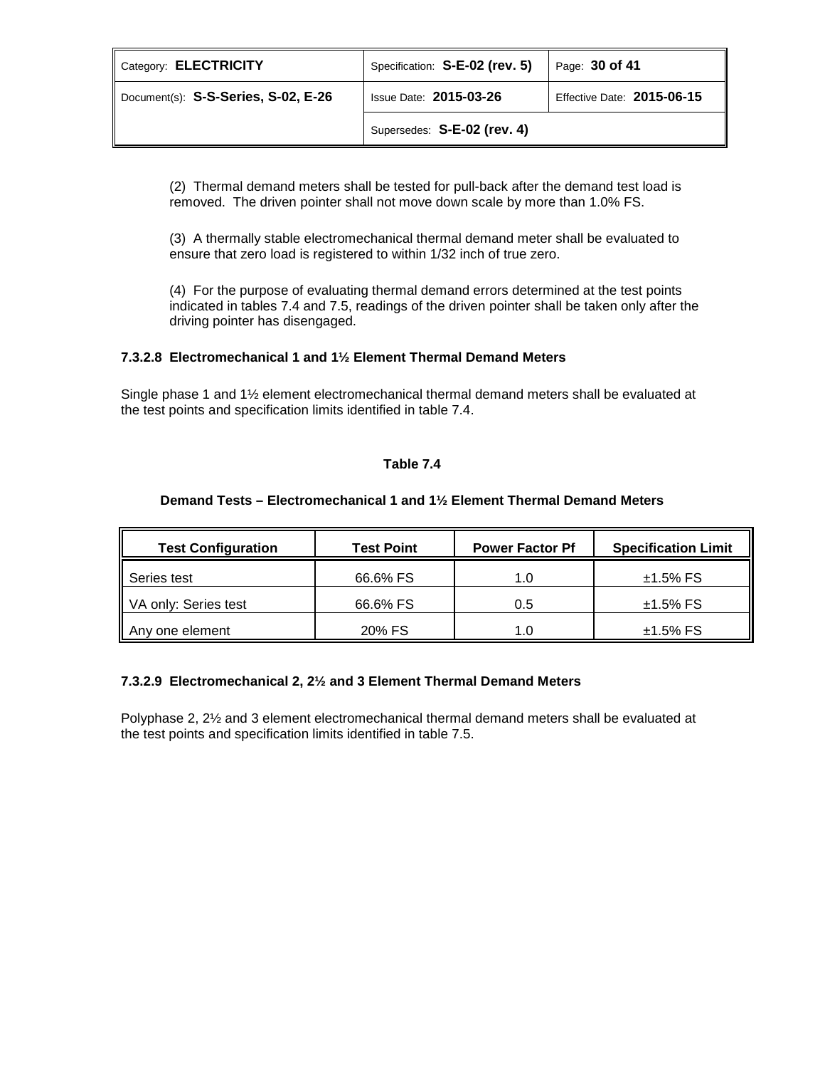(2) Thermal demand meters shall be tested for pull-back after the demand test load is removed. The driven pointer shall not move down scale by more than 1.0% FS.

(3) A thermally stable electromechanical thermal demand meter shall be evaluated to ensure that zero load is registered to within 1/32 inch of true zero.

(4) For the purpose of evaluating thermal demand errors determined at the test points indicated in tables 7.4 and 7.5, readings of the driven pointer shall be taken only after the driving pointer has disengaged.

#### 7.3.2.8 Electromechanical 1 and 1½ Element Thermal Demand Meters

Single phase 1 and 1½ element electromechanical thermal demand meters shall be evaluated at the test points and specification limits identified in table 7.4.

**Table 7.4**

**Demand Tests – Electromechanical 1 and 1½ Element Thermal Demand Meters**

| Test Configuration | Test Point | Power Factor Pf | Specification Limit |
|---|---|---|---|
| Series test | 66.6% FS | 1.0 | ±1.5% FS |
| VA only: Series test | 66.6% FS | 0.5 | ±1.5% FS |
| Any one element | 20% FS | 1.0 | ±1.5% FS |

#### 7.3.2.9 Electromechanical 2, 2½ and 3 Element Thermal Demand Meters

Polyphase 2, 2½ and 3 element electromechanical thermal demand meters shall be evaluated at the test points and specification limits identified in table 7.5.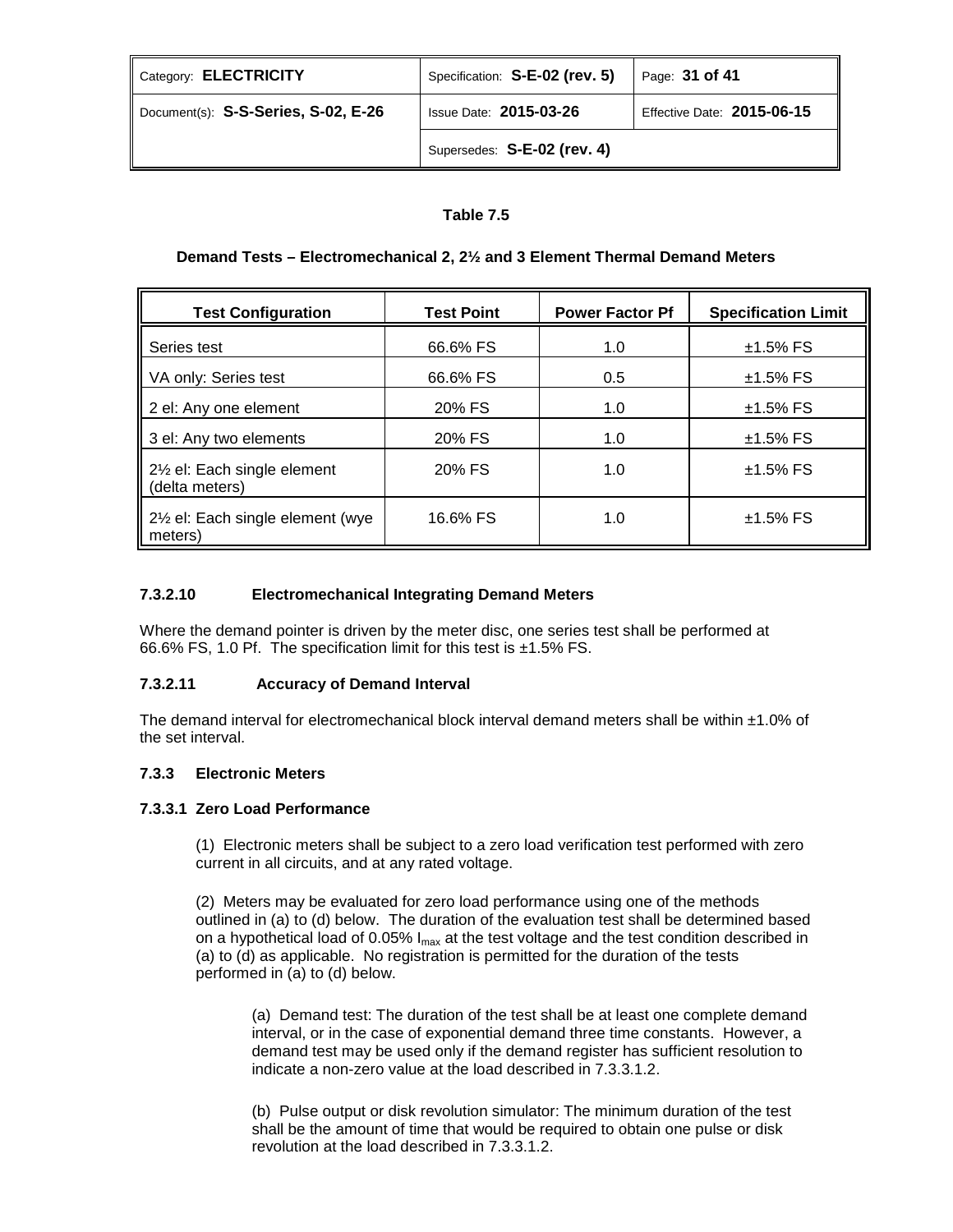**Table 7.5**

**Demand Tests – Electromechanical 2, 2½ and 3 Element Thermal Demand Meters**

| Test Configuration | Test Point | Power Factor Pf | Specification Limit |
|---|---|---|---|
| Series test | 66.6% FS | 1.0 | ±1.5% FS |
| VA only: Series test | 66.6% FS | 0.5 | ±1.5% FS |
| 2 el: Any one element | 20% FS | 1.0 | ±1.5% FS |
| 3 el: Any two elements | 20% FS | 1.0 | ±1.5% FS |
| 2½ el: Each single element (delta meters) | 20% FS | 1.0 | ±1.5% FS |
| 2½ el: Each single element (wye meters) | 16.6% FS | 1.0 | ±1.5% FS |

#### 7.3.2.10 Electromechanical Integrating Demand Meters

Where the demand pointer is driven by the meter disc, one series test shall be performed at 66.6% FS, 1.0 Pf. The specification limit for this test is ±1.5% FS.

#### 7.3.2.11 Accuracy of Demand Interval

The demand interval for electromechanical block interval demand meters shall be within ±1.0% of the set interval.

### 7.3.3 Electronic Meters

#### 7.3.3.1 Zero Load Performance

(1) Electronic meters shall be subject to a zero load verification test performed with zero current in all circuits, and at any rated voltage.

(2) Meters may be evaluated for zero load performance using one of the methods outlined in (a) to (d) below. The duration of the evaluation test shall be determined based on a hypothetical load of 0.05% $I_{max}$ at the test voltage and the test condition described in (a) to (d) as applicable. No registration is permitted for the duration of the tests performed in (a) to (d) below.

(a) Demand test: The duration of the test shall be at least one complete demand interval, or in the case of exponential demand three time constants. However, a demand test may be used only if the demand register has sufficient resolution to indicate a non-zero value at the load described in 7.3.3.1.2.

(b) Pulse output or disk revolution simulator: The minimum duration of the test shall be the amount of time that would be required to obtain one pulse or disk revolution at the load described in 7.3.3.1.2.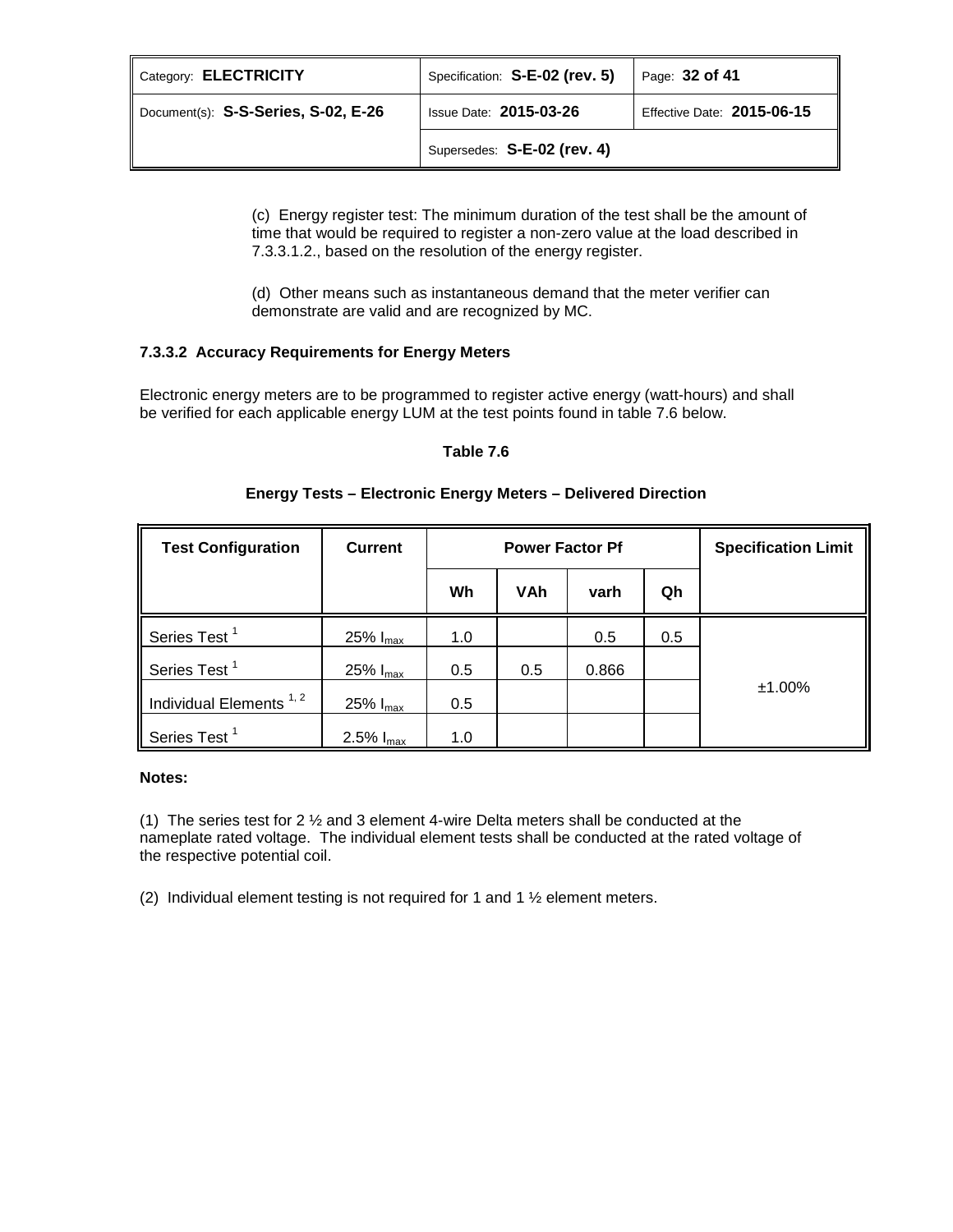(c) Energy register test: The minimum duration of the test shall be the amount of time that would be required to register a non-zero value at the load described in 7.3.3.1.2., based on the resolution of the energy register.

(d) Other means such as instantaneous demand that the meter verifier can demonstrate are valid and are recognized by MC.

### 7.3.3.2 Accuracy Requirements for Energy Meters

Electronic energy meters are to be programmed to register active energy (watt-hours) and shall be verified for each applicable energy LUM at the test points found in table 7.6 below.

**Table 7.6**

**Energy Tests – Electronic Energy Meters – Delivered Direction**

| Test Configuration | Current | Power Factor Pf | | | | Specification Limit |
|---|---|---|---|---|---|---|
| | | Wh | VAh | varh | Qh | |
| Series Test [1] | 25% $I_{max}$ | 1.0 | | 0.5 | 0.5 | ±1.00% |
| Series Test [1] | 25% $I_{max}$ | 0.5 | 0.5 | 0.866 | | |
| Individual Elements [1, 2] | 25% $I_{max}$ | 0.5 | | | | |
| Series Test [1] | 2.5% $I_{max}$ | 1.0 | | | | |

**Notes:**

(1) The series test for 2 ½ and 3 element 4-wire Delta meters shall be conducted at the nameplate rated voltage. The individual element tests shall be conducted at the rated voltage of the respective potential coil.

(2) Individual element testing is not required for 1 and 1 ½ element meters.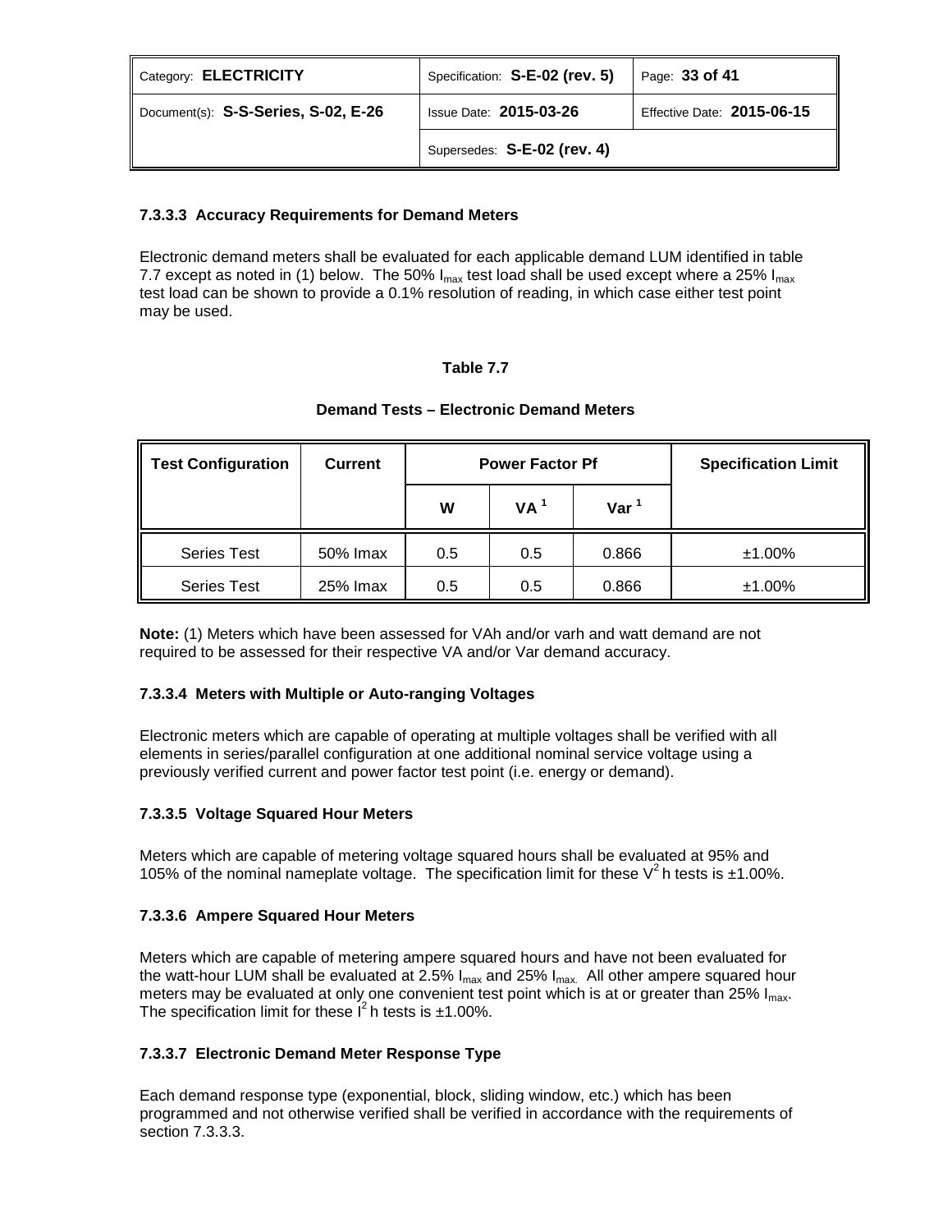#### 7.3.3.3 Accuracy Requirements for Demand Meters

Electronic demand meters shall be evaluated for each applicable demand LUM identified in table 7.7 except as noted in (1) below. The 50% $I_{max}$ test load shall be used except where a 25% $I_{max}$ test load can be shown to provide a 0.1% resolution of reading, in which case either test point may be used.

**Table 7.7**

**Demand Tests – Electronic Demand Meters**

| Test Configuration | Current | Power Factor Pf | | | Specification Limit |
|---|---|---|---|---|---|
| | | W | VA [1] | Var [1] | |
| Series Test | 50% Imax | 0.5 | 0.5 | 0.866 | ±1.00% |
| Series Test | 25% Imax | 0.5 | 0.5 | 0.866 | ±1.00% |

**Note:** (1) Meters which have been assessed for VAh and/or varh and watt demand are not required to be assessed for their respective VA and/or Var demand accuracy.

#### 7.3.3.4 Meters with Multiple or Auto-ranging Voltages

Electronic meters which are capable of operating at multiple voltages shall be verified with all elements in series/parallel configuration at one additional nominal service voltage using a previously verified current and power factor test point (i.e. energy or demand).

#### 7.3.3.5 Voltage Squared Hour Meters

Meters which are capable of metering voltage squared hours shall be evaluated at 95% and 105% of the nominal nameplate voltage. The specification limit for these $V^2$h tests is ±1.00%.

#### 7.3.3.6 Ampere Squared Hour Meters

Meters which are capable of metering ampere squared hours and have not been evaluated for the watt-hour LUM shall be evaluated at 2.5% $I_{max}$ and 25% $I_{max.}$ All other ampere squared hour meters may be evaluated at only one convenient test point which is at or greater than 25% $I_{max}$. The specification limit for these $I^2$h tests is ±1.00%.

#### 7.3.3.7 Electronic Demand Meter Response Type

Each demand response type (exponential, block, sliding window, etc.) which has been programmed and not otherwise verified shall be verified in accordance with the requirements of section 7.3.3.3.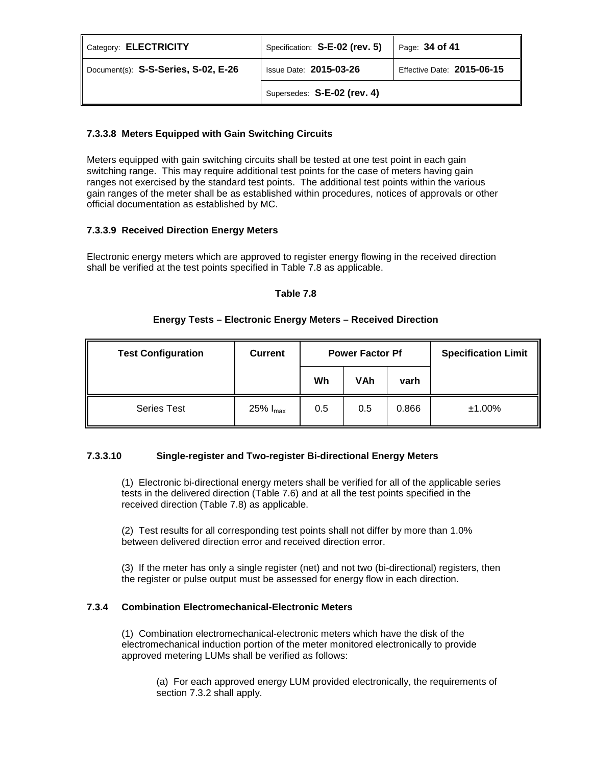#### 7.3.3.8 Meters Equipped with Gain Switching Circuits

Meters equipped with gain switching circuits shall be tested at one test point in each gain switching range. This may require additional test points for the case of meters having gain ranges not exercised by the standard test points. The additional test points within the various gain ranges of the meter shall be as established within procedures, notices of approvals or other official documentation as established by MC.

#### 7.3.3.9 Received Direction Energy Meters

Electronic energy meters which are approved to register energy flowing in the received direction shall be verified at the test points specified in Table 7.8 as applicable.

**Table 7.8**

**Energy Tests – Electronic Energy Meters – Received Direction**

| Test Configuration | Current | Power Factor Pf | | | Specification Limit |
|---|---|---|---|---|---|
| | | Wh | VAh | varh | |
| Series Test | 25% $I_{max}$ | 0.5 | 0.5 | 0.866 | ±1.00% |

#### 7.3.3.10 Single-register and Two-register Bi-directional Energy Meters

(1) Electronic bi-directional energy meters shall be verified for all of the applicable series tests in the delivered direction (Table 7.6) and at all the test points specified in the received direction (Table 7.8) as applicable.

(2) Test results for all corresponding test points shall not differ by more than 1.0% between delivered direction error and received direction error.

(3) If the meter has only a single register (net) and not two (bi-directional) registers, then the register or pulse output must be assessed for energy flow in each direction.

### 7.3.4 Combination Electromechanical-Electronic Meters

(1) Combination electromechanical-electronic meters which have the disk of the electromechanical induction portion of the meter monitored electronically to provide approved metering LUMs shall be verified as follows:

(a) For each approved energy LUM provided electronically, the requirements of section 7.3.2 shall apply.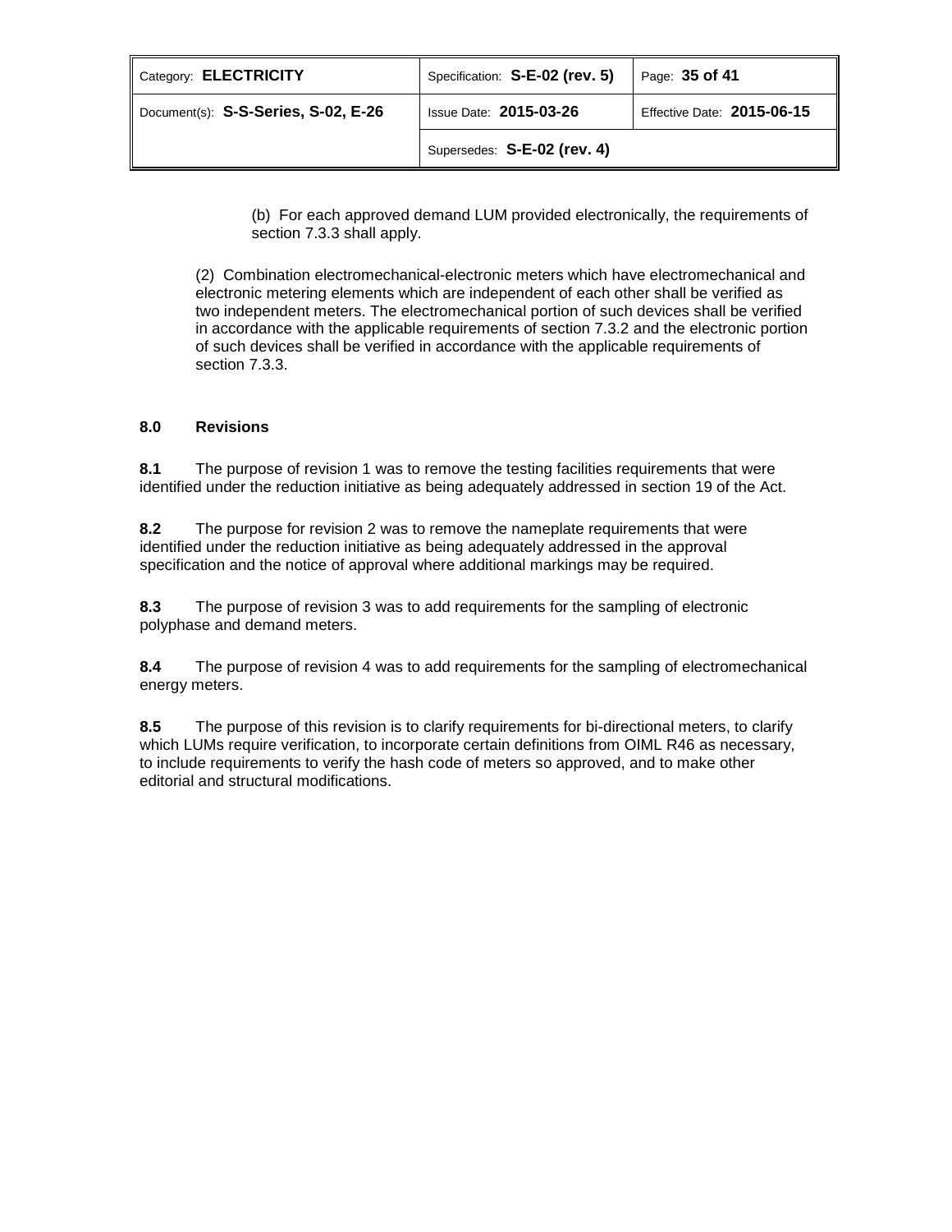(b) For each approved demand LUM provided electronically, the requirements of section 7.3.3 shall apply.

(2) Combination electromechanical-electronic meters which have electromechanical and electronic metering elements which are independent of each other shall be verified as two independent meters. The electromechanical portion of such devices shall be verified in accordance with the applicable requirements of section 7.3.2 and the electronic portion of such devices shall be verified in accordance with the applicable requirements of section 7.3.3.

## 8.0 Revisions

**8.1** The purpose of revision 1 was to remove the testing facilities requirements that were identified under the reduction initiative as being adequately addressed in section 19 of the Act.

**8.2** The purpose for revision 2 was to remove the nameplate requirements that were identified under the reduction initiative as being adequately addressed in the approval specification and the notice of approval where additional markings may be required.

**8.3** The purpose of revision 3 was to add requirements for the sampling of electronic polyphase and demand meters.

**8.4** The purpose of revision 4 was to add requirements for the sampling of electromechanical energy meters.

**8.5** The purpose of this revision is to clarify requirements for bi-directional meters, to clarify which LUMs require verification, to incorporate certain definitions from OIML R46 as necessary, to include requirements to verify the hash code of meters so approved, and to make other editorial and structural modifications.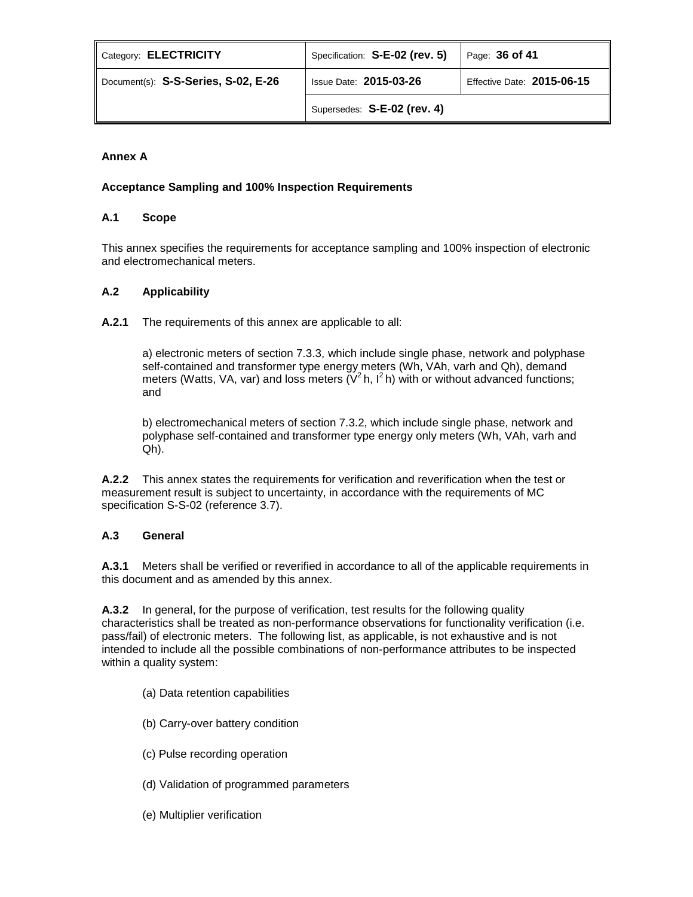## Annex A

### Acceptance Sampling and 100% Inspection Requirements

### A.1 Scope

This annex specifies the requirements for acceptance sampling and 100% inspection of electronic and electromechanical meters.

### A.2 Applicability

**A.2.1** The requirements of this annex are applicable to all:

a) electronic meters of section 7.3.3, which include single phase, network and polyphase self-contained and transformer type energy meters (Wh, VAh, varh and Qh), demand meters (Watts, VA, var) and loss meters ($V^2$h, $I^2$h) with or without advanced functions; and

b) electromechanical meters of section 7.3.2, which include single phase, network and polyphase self-contained and transformer type energy only meters (Wh, VAh, varh and Qh).

**A.2.2** This annex states the requirements for verification and reverification when the test or measurement result is subject to uncertainty, in accordance with the requirements of MC specification S-S-02 (reference 3.7).

### A.3 General

**A.3.1** Meters shall be verified or reverified in accordance to all of the applicable requirements in this document and as amended by this annex.

**A.3.2** In general, for the purpose of verification, test results for the following quality characteristics shall be treated as non-performance observations for functionality verification (i.e. pass/fail) of electronic meters. The following list, as applicable, is not exhaustive and is not intended to include all the possible combinations of non-performance attributes to be inspected within a quality system:

(a) Data retention capabilities

(b) Carry-over battery condition

(c) Pulse recording operation

(d) Validation of programmed parameters

(e) Multiplier verification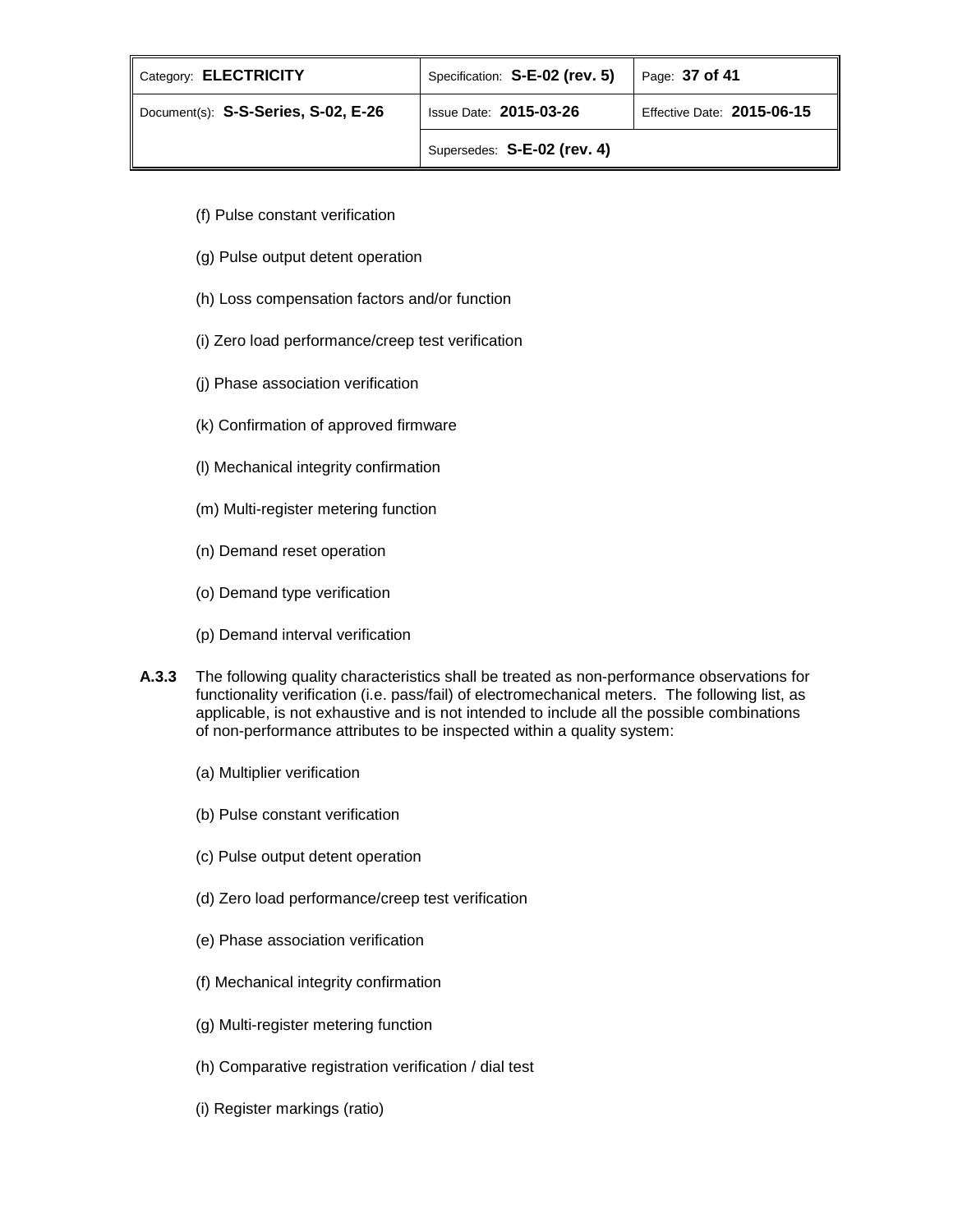(f) Pulse constant verification

(g) Pulse output detent operation

(h) Loss compensation factors and/or function

(i) Zero load performance/creep test verification

(j) Phase association verification

(k) Confirmation of approved firmware

(l) Mechanical integrity confirmation

(m) Multi-register metering function

(n) Demand reset operation

(o) Demand type verification

(p) Demand interval verification

**A.3.3** The following quality characteristics shall be treated as non-performance observations for functionality verification (i.e. pass/fail) of electromechanical meters. The following list, as applicable, is not exhaustive and is not intended to include all the possible combinations of non-performance attributes to be inspected within a quality system:

(a) Multiplier verification

(b) Pulse constant verification

(c) Pulse output detent operation

(d) Zero load performance/creep test verification

(e) Phase association verification

(f) Mechanical integrity confirmation

(g) Multi-register metering function

(h) Comparative registration verification / dial test

(i) Register markings (ratio)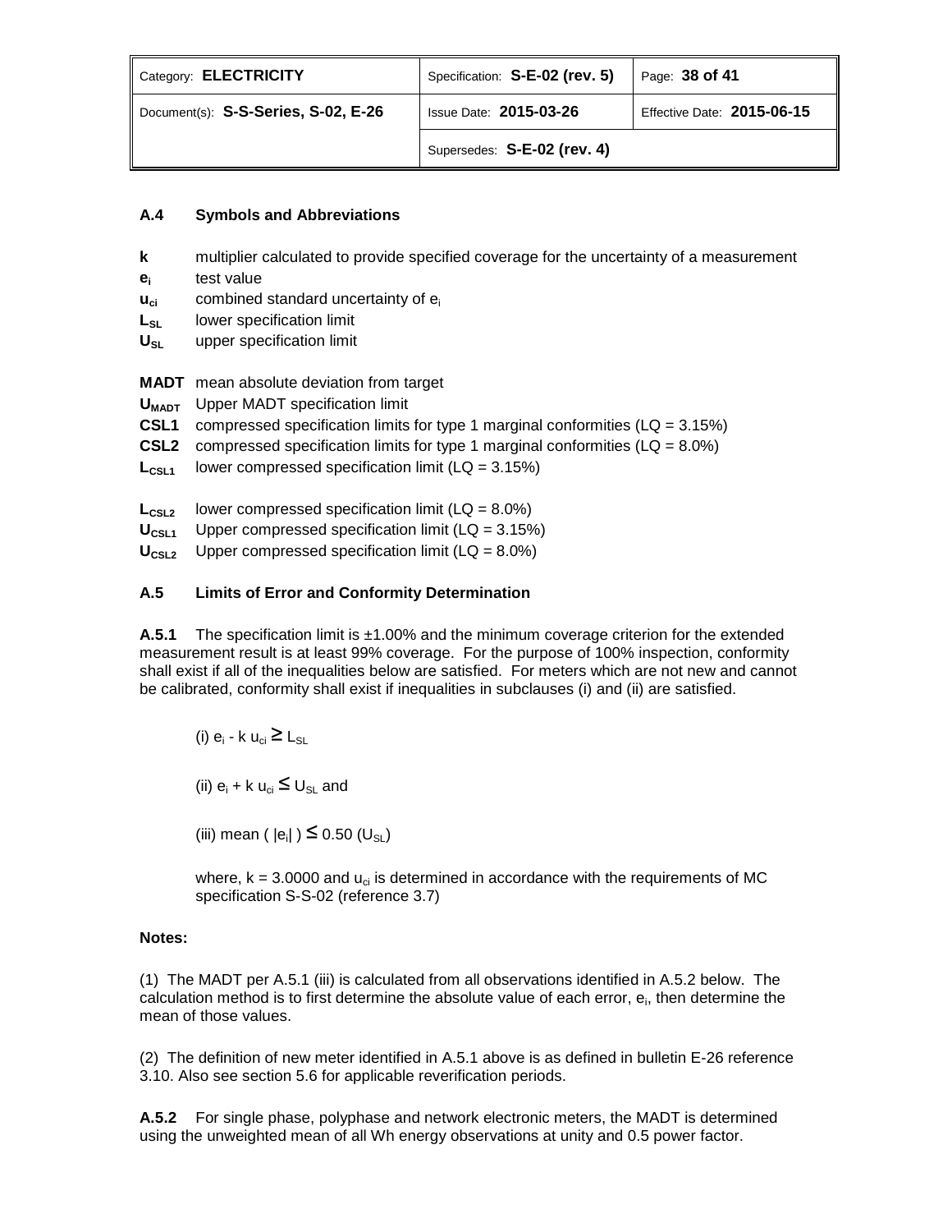### A.4 Symbols and Abbreviations

**k** multiplier calculated to provide specified coverage for the uncertainty of a measurement
**$e_i$** test value
**$u_{ci}$** combined standard uncertainty of $e_i$
**$L_{SL}$** lower specification limit
**$U_{SL}$** upper specification limit

**MADT** mean absolute deviation from target
**$U_{MADT}$** Upper MADT specification limit
**CSL1** compressed specification limits for type 1 marginal conformities (LQ = 3.15%)
**CSL2** compressed specification limits for type 1 marginal conformities (LQ = 8.0%)
**$L_{CSL1}$** lower compressed specification limit (LQ = 3.15%)

**$L_{CSL2}$** lower compressed specification limit (LQ = 8.0%)
**$U_{CSL1}$** Upper compressed specification limit (LQ = 3.15%)
**$U_{CSL2}$** Upper compressed specification limit (LQ = 8.0%)

### A.5 Limits of Error and Conformity Determination

**A.5.1** The specification limit is ±1.00% and the minimum coverage criterion for the extended measurement result is at least 99% coverage. For the purpose of 100% inspection, conformity shall exist if all of the inequalities below are satisfied. For meters which are not new and cannot be calibrated, conformity shall exist if inequalities in subclauses (i) and (ii) are satisfied.

(i) $e_i - k\, u_{ci} \geq L_{SL}$

(ii) $e_i + k\, u_{ci} \leq U_{SL}$ and

(iii) mean ( $|e_i|$ ) $\leq 0.50\ (U_{SL})$

where, k = 3.0000 and $u_{ci}$ is determined in accordance with the requirements of MC specification S-S-02 (reference 3.7)

**Notes:**

(1) The MADT per A.5.1 (iii) is calculated from all observations identified in A.5.2 below. The calculation method is to first determine the absolute value of each error, $e_i$, then determine the mean of those values.

(2) The definition of new meter identified in A.5.1 above is as defined in bulletin E-26 reference 3.10. Also see section 5.6 for applicable reverification periods.

**A.5.2** For single phase, polyphase and network electronic meters, the MADT is determined using the unweighted mean of all Wh energy observations at unity and 0.5 power factor.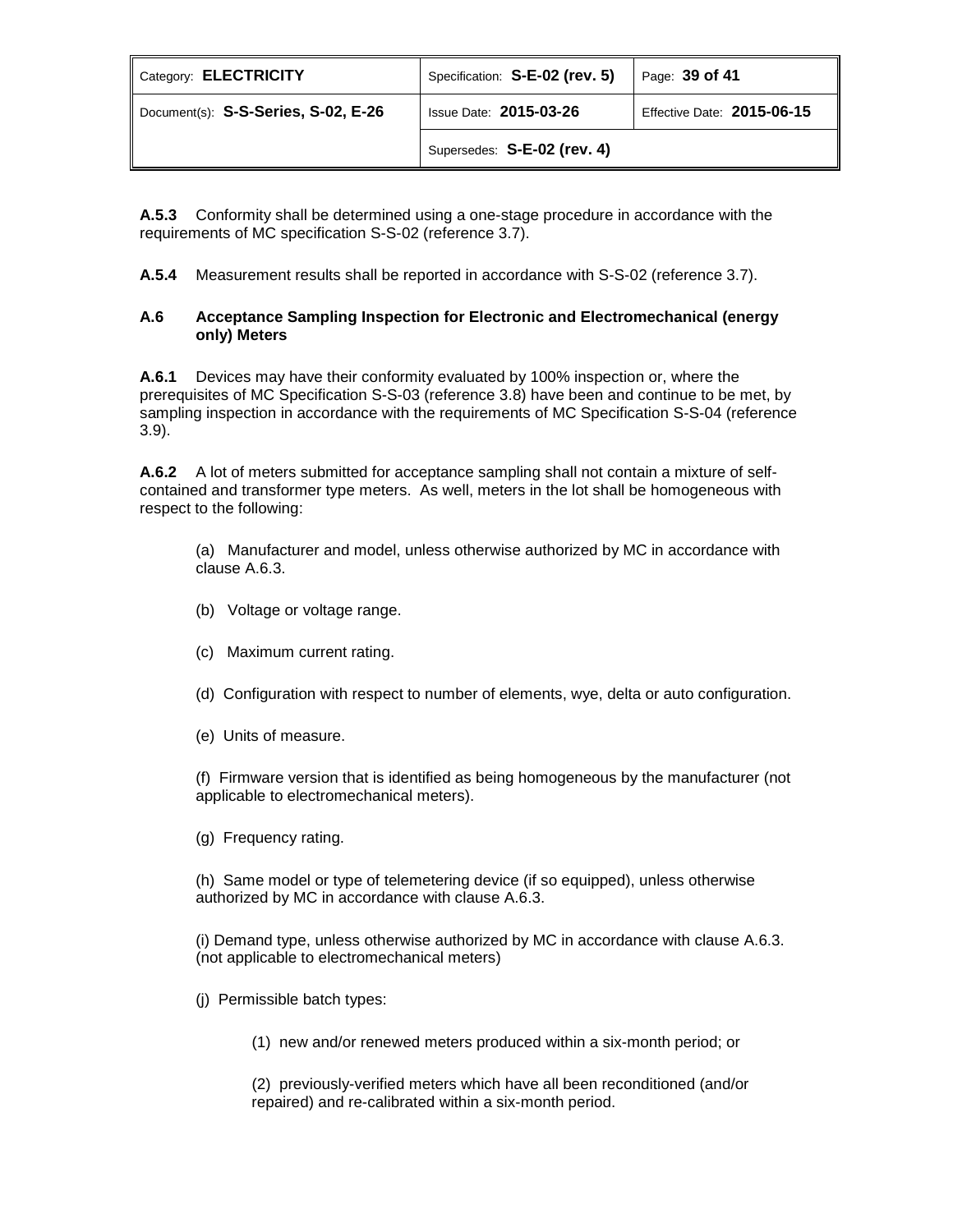**A.5.3** Conformity shall be determined using a one-stage procedure in accordance with the requirements of MC specification S-S-02 (reference 3.7).

**A.5.4** Measurement results shall be reported in accordance with S-S-02 (reference 3.7).

### A.6 Acceptance Sampling Inspection for Electronic and Electromechanical (energy only) Meters

**A.6.1** Devices may have their conformity evaluated by 100% inspection or, where the prerequisites of MC Specification S-S-03 (reference 3.8) have been and continue to be met, by sampling inspection in accordance with the requirements of MC Specification S-S-04 (reference 3.9).

**A.6.2** A lot of meters submitted for acceptance sampling shall not contain a mixture of self-contained and transformer type meters. As well, meters in the lot shall be homogeneous with respect to the following:

(a) Manufacturer and model, unless otherwise authorized by MC in accordance with clause A.6.3.

(b) Voltage or voltage range.

(c) Maximum current rating.

(d) Configuration with respect to number of elements, wye, delta or auto configuration.

(e) Units of measure.

(f) Firmware version that is identified as being homogeneous by the manufacturer (not applicable to electromechanical meters).

(g) Frequency rating.

(h) Same model or type of telemetering device (if so equipped), unless otherwise authorized by MC in accordance with clause A.6.3.

(i) Demand type, unless otherwise authorized by MC in accordance with clause A.6.3. (not applicable to electromechanical meters)

(j) Permissible batch types:

(1) new and/or renewed meters produced within a six-month period; or

(2) previously-verified meters which have all been reconditioned (and/or repaired) and re-calibrated within a six-month period.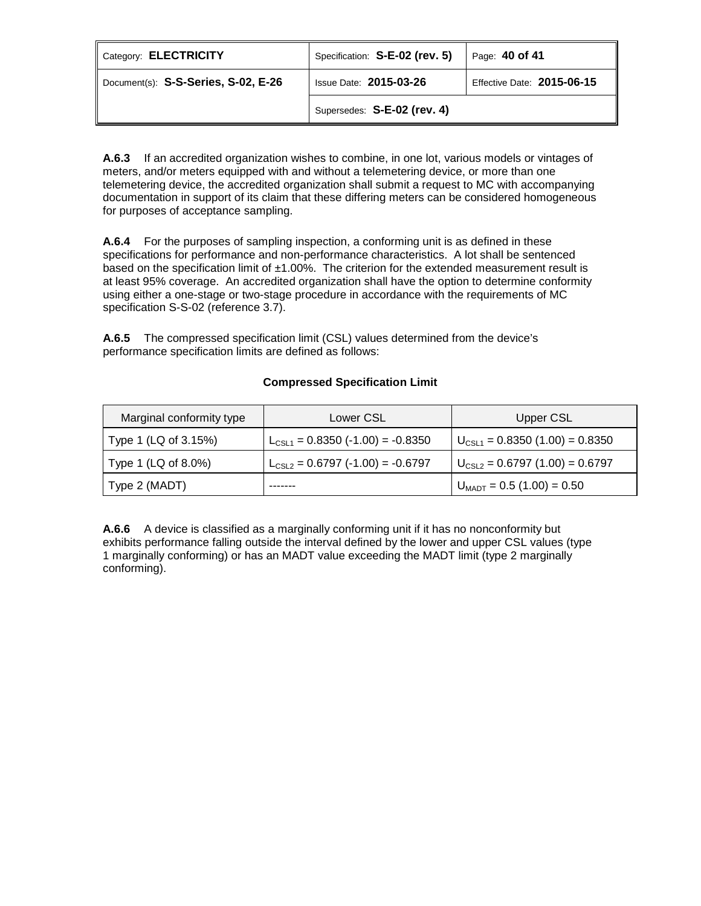**A.6.3** If an accredited organization wishes to combine, in one lot, various models or vintages of meters, and/or meters equipped with and without a telemetering device, or more than one telemetering device, the accredited organization shall submit a request to MC with accompanying documentation in support of its claim that these differing meters can be considered homogeneous for purposes of acceptance sampling.

**A.6.4** For the purposes of sampling inspection, a conforming unit is as defined in these specifications for performance and non-performance characteristics. A lot shall be sentenced based on the specification limit of ±1.00%. The criterion for the extended measurement result is at least 95% coverage. An accredited organization shall have the option to determine conformity using either a one-stage or two-stage procedure in accordance with the requirements of MC specification S-S-02 (reference 3.7).

**A.6.5** The compressed specification limit (CSL) values determined from the device's performance specification limits are defined as follows:

**Compressed Specification Limit**

| Marginal conformity type | Lower CSL | Upper CSL |
|---|---|---|
| Type 1 (LQ of 3.15%) | $L_{CSL1}$ = 0.8350 (-1.00) = -0.8350 | $U_{CSL1}$ = 0.8350 (1.00) = 0.8350 |
| Type 1 (LQ of 8.0%) | $L_{CSL2}$ = 0.6797 (-1.00) = -0.6797 | $U_{CSL2}$ = 0.6797 (1.00) = 0.6797 |
| Type 2 (MADT) | ------- | $U_{MADT}$ = 0.5 (1.00) = 0.50 |

**A.6.6** A device is classified as a marginally conforming unit if it has no nonconformity but exhibits performance falling outside the interval defined by the lower and upper CSL values (type 1 marginally conforming) or has an MADT value exceeding the MADT limit (type 2 marginally conforming).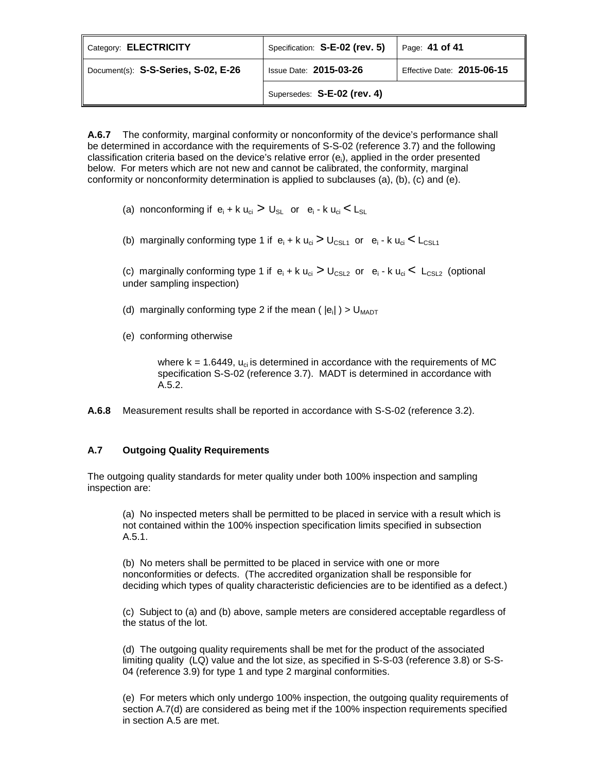**A.6.7** The conformity, marginal conformity or nonconformity of the device's performance shall be determined in accordance with the requirements of S-S-02 (reference 3.7) and the following classification criteria based on the device's relative error ($e_i$), applied in the order presented below. For meters which are not new and cannot be calibrated, the conformity, marginal conformity or nonconformity determination is applied to subclauses (a), (b), (c) and (e).

(a) nonconforming if $e_i + k\, u_{ci} > U_{SL}$ or $e_i - k\, u_{ci} < L_{SL}$

(b) marginally conforming type 1 if $e_i + k\, u_{ci} > U_{CSL1}$ or $e_i - k\, u_{ci} < L_{CSL1}$

(c) marginally conforming type 1 if $e_i + k\, u_{ci} > U_{CSL2}$ or $e_i - k\, u_{ci} < L_{CSL2}$ (optional under sampling inspection)

(d) marginally conforming type 2 if the mean ( $|e_i|$ ) > $U_{MADT}$

(e) conforming otherwise

where $k = 1.6449$, $u_{ci}$ is determined in accordance with the requirements of MC specification S-S-02 (reference 3.7). MADT is determined in accordance with A.5.2.

**A.6.8** Measurement results shall be reported in accordance with S-S-02 (reference 3.2).

## A.7 Outgoing Quality Requirements

The outgoing quality standards for meter quality under both 100% inspection and sampling inspection are:

(a) No inspected meters shall be permitted to be placed in service with a result which is not contained within the 100% inspection specification limits specified in subsection A.5.1.

(b) No meters shall be permitted to be placed in service with one or more nonconformities or defects. (The accredited organization shall be responsible for deciding which types of quality characteristic deficiencies are to be identified as a defect.)

(c) Subject to (a) and (b) above, sample meters are considered acceptable regardless of the status of the lot.

(d) The outgoing quality requirements shall be met for the product of the associated limiting quality (LQ) value and the lot size, as specified in S-S-03 (reference 3.8) or S-S-04 (reference 3.9) for type 1 and type 2 marginal conformities.

(e) For meters which only undergo 100% inspection, the outgoing quality requirements of section A.7(d) are considered as being met if the 100% inspection requirements specified in section A.5 are met.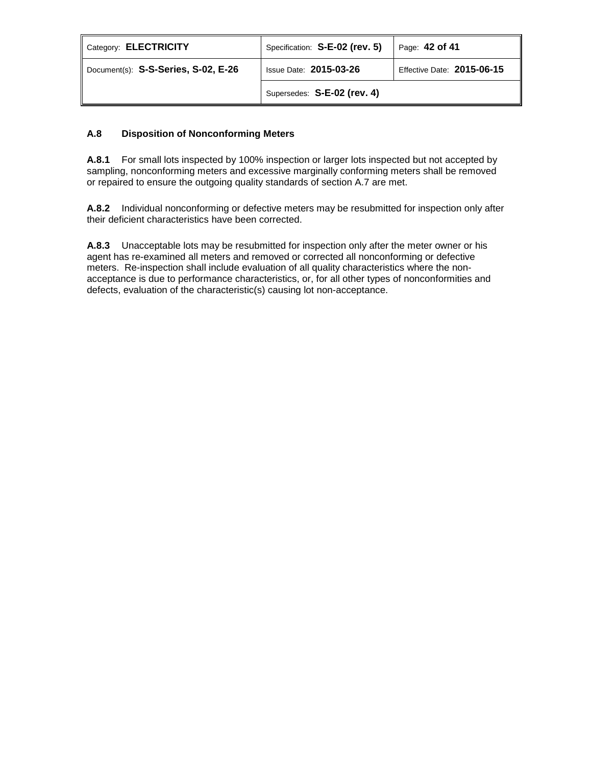### A.8 Disposition of Nonconforming Meters

**A.8.1** For small lots inspected by 100% inspection or larger lots inspected but not accepted by sampling, nonconforming meters and excessive marginally conforming meters shall be removed or repaired to ensure the outgoing quality standards of section A.7 are met.

**A.8.2** Individual nonconforming or defective meters may be resubmitted for inspection only after their deficient characteristics have been corrected.

**A.8.3** Unacceptable lots may be resubmitted for inspection only after the meter owner or his agent has re-examined all meters and removed or corrected all nonconforming or defective meters. Re-inspection shall include evaluation of all quality characteristics where the non-acceptance is due to performance characteristics, or, for all other types of nonconformities and defects, evaluation of the characteristic(s) causing lot non-acceptance.